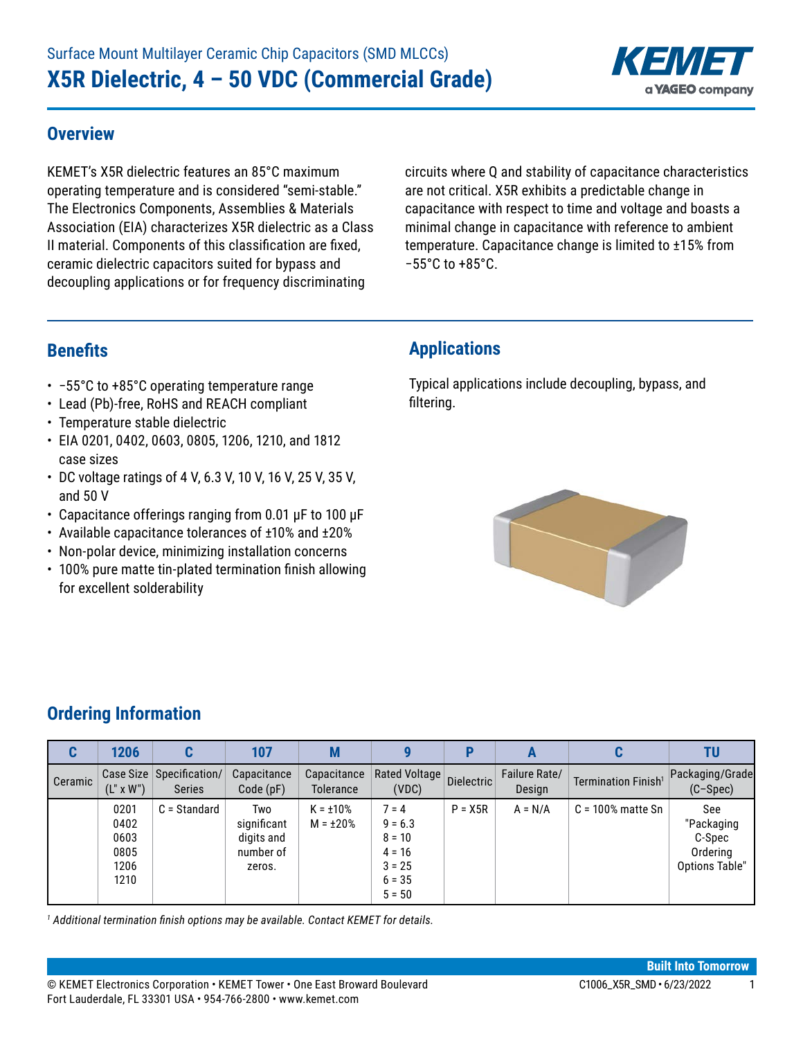Surface Mount Multilayer Ceramic Chip Capacitors (SMD MLCCs)

# X5R Dielectric, 4 – 50 VDC (Commercial Grade)

## Overview

KEMET's X5R dielectric features an 85°C maximum operating temperature and is considered "semi-stable." The Electronics Components, Assemblies & Materials Association (EIA) characterizes X5R dielectric as a Class II material. Components of this classification are fixed, ceramic dielectric capacitors suited for bypass and decoupling applications or for frequency discriminating circuits where Q and stability of capacitance characteristics are not critical. X5R exhibits a predictable change in capacitance with respect to time and voltage and boasts a minimal change in capacitance with reference to ambient temperature. Capacitance change is limited to ±15% from −55°C to +85°C.

## Benefits

- −55°C to +85°C operating temperature range
- Lead (Pb)-free, RoHS and REACH compliant
- Temperature stable dielectric
- EIA 0201, 0402, 0603, 0805, 1206, 1210, and 1812 case sizes
- DC voltage ratings of 4 V, 6.3 V, 10 V, 16 V, 25 V, 35 V, and 50 V
- Capacitance offerings ranging from 0.01 µF to 100 µF
- Available capacitance tolerances of ±10% and ±20%
- Non-polar device, minimizing installation concerns
- 100% pure matte tin-plated termination finish allowing for excellent solderability

## Applications

Typical applications include decoupling, bypass, and filtering.

## Ordering Information

| C | 1206 | C | 107 | M | 9 | P | A | C | TU |
|---|---|---|---|---|---|---|---|---|---|
| Ceramic | Case Size (L" x W") | Specification/ Series | Capacitance Code (pF) | Capacitance Tolerance | Rated Voltage (VDC) | Dielectric | Failure Rate/ Design | Termination Finish[1] | Packaging/Grade (C-Spec) |
| | 0201<br>0402<br>0603<br>0805<br>1206<br>1210 | C = Standard | Two significant digits and number of zeros. | K = ±10%<br>M = ±20% | 7 = 4<br>9 = 6.3<br>8 = 10<br>4 = 16<br>3 = 25<br>6 = 35<br>5 = 50 | P = X5R | A = N/A | C = 100% matte Sn | See "Packaging C-Spec Ordering Options Table" |

*[1] Additional termination finish options may be available. Contact KEMET for details.*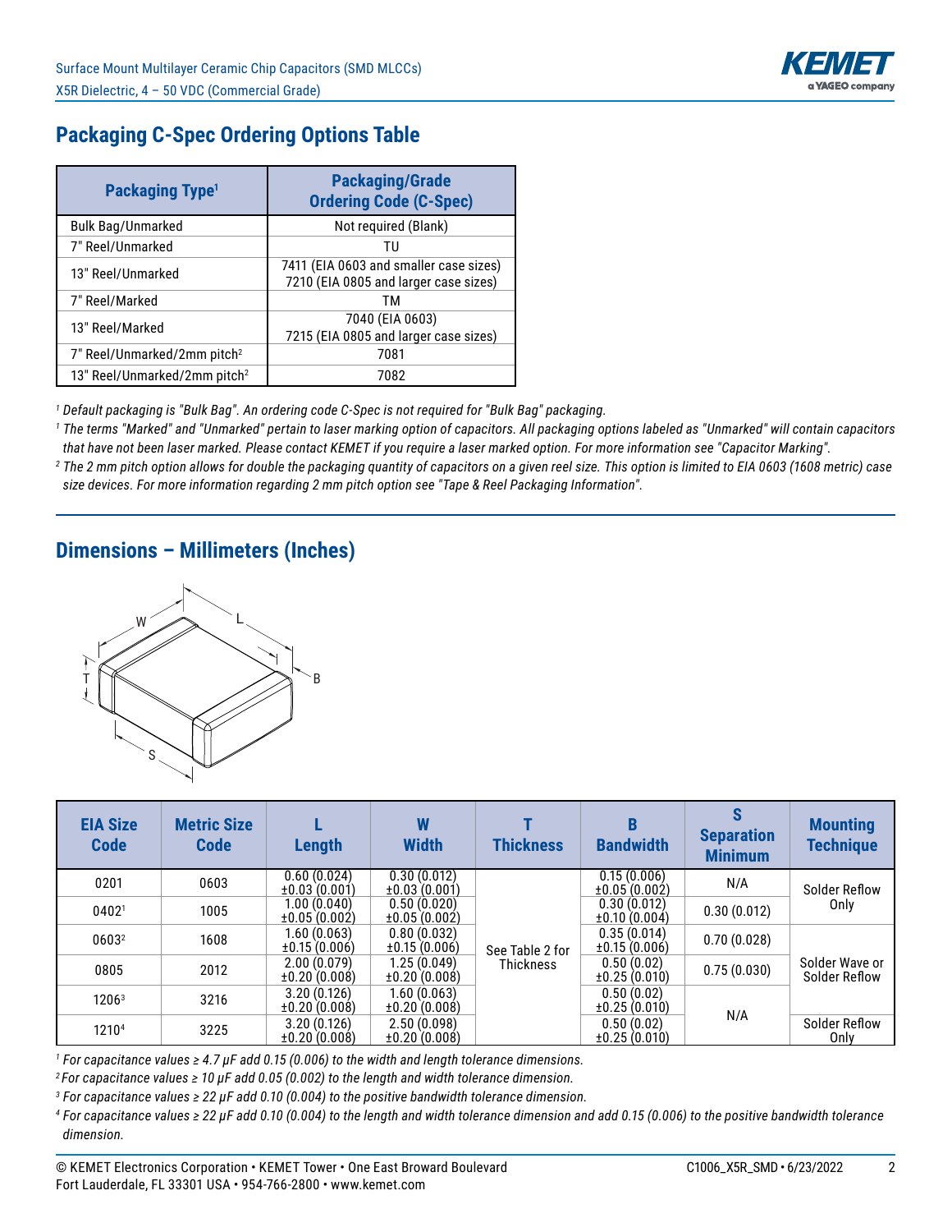## Packaging C-Spec Ordering Options Table

| Packaging Type[1] | Packaging/Grade Ordering Code (C-Spec) |
|---|---|
| Bulk Bag/Unmarked | Not required (Blank) |
| 7" Reel/Unmarked | TU |
| 13" Reel/Unmarked | 7411 (EIA 0603 and smaller case sizes) 7210 (EIA 0805 and larger case sizes) |
| 7" Reel/Marked | TM |
| 13" Reel/Marked | 7040 (EIA 0603) 7215 (EIA 0805 and larger case sizes) |
| 7" Reel/Unmarked/2mm pitch[2] | 7081 |
| 13" Reel/Unmarked/2mm pitch[2] | 7082 |

[1] *Default packaging is "Bulk Bag". An ordering code C-Spec is not required for "Bulk Bag" packaging.*

[1] *The terms "Marked" and "Unmarked" pertain to laser marking option of capacitors. All packaging options labeled as "Unmarked" will contain capacitors that have not been laser marked. Please contact KEMET if you require a laser marked option. For more information see "Capacitor Marking".*

[2] *The 2 mm pitch option allows for double the packaging quantity of capacitors on a given reel size. This option is limited to EIA 0603 (1608 metric) case size devices. For more information regarding 2 mm pitch option see "Tape & Reel Packaging Information".*

## Dimensions – Millimeters (Inches)

| EIA Size Code | Metric Size Code | L Length | W Width | T Thickness | B Bandwidth | S Separation Minimum | Mounting Technique |
|---|---|---|---|---|---|---|---|
| 0201 | 0603 | 0.60 (0.024) ±0.03 (0.001) | 0.30 (0.012) ±0.03 (0.001) | See Table 2 for Thickness | 0.15 (0.006) ±0.05 (0.002) | N/A | Solder Reflow Only |
| 0402[1] | 1005 | 1.00 (0.040) ±0.05 (0.002) | 0.50 (0.020) ±0.05 (0.002) | | 0.30 (0.012) ±0.10 (0.004) | 0.30 (0.012) | |
| 0603[2] | 1608 | 1.60 (0.063) ±0.15 (0.006) | 0.80 (0.032) ±0.15 (0.006) | | 0.35 (0.014) ±0.15 (0.006) | 0.70 (0.028) | Solder Wave or Solder Reflow |
| 0805 | 2012 | 2.00 (0.079) ±0.20 (0.008) | 1.25 (0.049) ±0.20 (0.008) | | 0.50 (0.02) ±0.25 (0.010) | 0.75 (0.030) | |
| 1206[3] | 3216 | 3.20 (0.126) ±0.20 (0.008) | 1.60 (0.063) ±0.20 (0.008) | | 0.50 (0.02) ±0.25 (0.010) | N/A | |
| 1210[4] | 3225 | 3.20 (0.126) ±0.20 (0.008) | 2.50 (0.098) ±0.20 (0.008) | | 0.50 (0.02) ±0.25 (0.010) | | Solder Reflow Only |

[1] *For capacitance values ≥ 4.7 µF add 0.15 (0.006) to the width and length tolerance dimensions.*

[2] *For capacitance values ≥ 10 µF add 0.05 (0.002) to the length and width tolerance dimension.*

[3] *For capacitance values ≥ 22 µF add 0.10 (0.004) to the positive bandwidth tolerance dimension.*

[4] *For capacitance values ≥ 22 µF add 0.10 (0.004) to the length and width tolerance dimension and add 0.15 (0.006) to the positive bandwidth tolerance dimension.*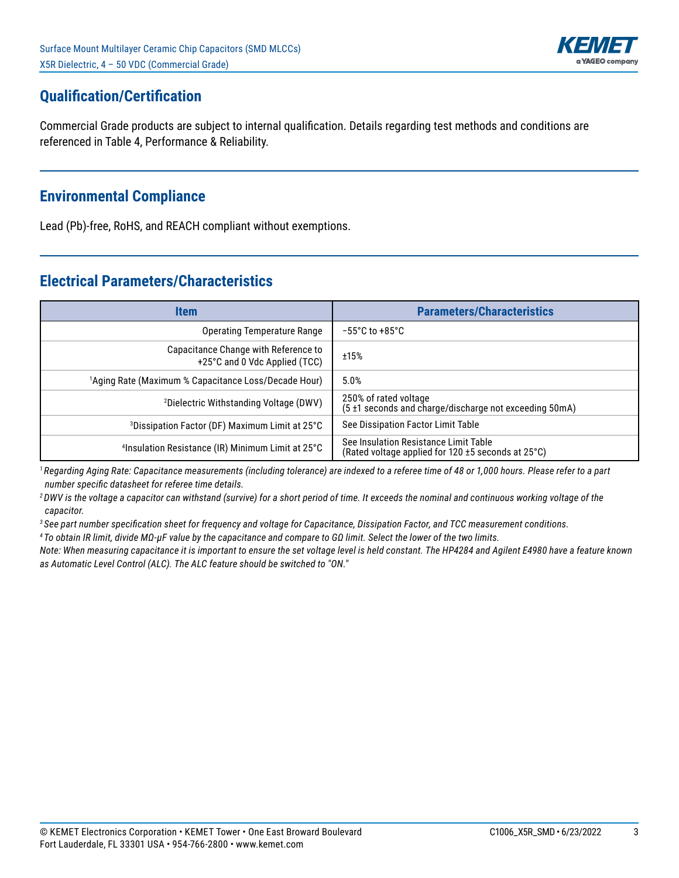## Qualification/Certification

Commercial Grade products are subject to internal qualification. Details regarding test methods and conditions are referenced in Table 4, Performance & Reliability.

## Environmental Compliance

Lead (Pb)-free, RoHS, and REACH compliant without exemptions.

## Electrical Parameters/Characteristics

| Item | Parameters/Characteristics |
|---|---|
| Operating Temperature Range | −55°C to +85°C |
| Capacitance Change with Reference to +25°C and 0 Vdc Applied (TCC) | ±15% |
| [1]Aging Rate (Maximum % Capacitance Loss/Decade Hour) | 5.0% |
| [2]Dielectric Withstanding Voltage (DWV) | 250% of rated voltage (5 ±1 seconds and charge/discharge not exceeding 50mA) |
| [3]Dissipation Factor (DF) Maximum Limit at 25°C | See Dissipation Factor Limit Table |
| [4]Insulation Resistance (IR) Minimum Limit at 25°C | See Insulation Resistance Limit Table (Rated voltage applied for 120 ±5 seconds at 25°C) |

*[1] Regarding Aging Rate: Capacitance measurements (including tolerance) are indexed to a referee time of 48 or 1,000 hours. Please refer to a part number specific datasheet for referee time details.*

*[2] DWV is the voltage a capacitor can withstand (survive) for a short period of time. It exceeds the nominal and continuous working voltage of the capacitor.*

*[3] See part number specification sheet for frequency and voltage for Capacitance, Dissipation Factor, and TCC measurement conditions.*

*[4] To obtain IR limit, divide MΩ-µF value by the capacitance and compare to GΩ limit. Select the lower of the two limits.*

*Note: When measuring capacitance it is important to ensure the set voltage level is held constant. The HP4284 and Agilent E4980 have a feature known as Automatic Level Control (ALC). The ALC feature should be switched to "ON."*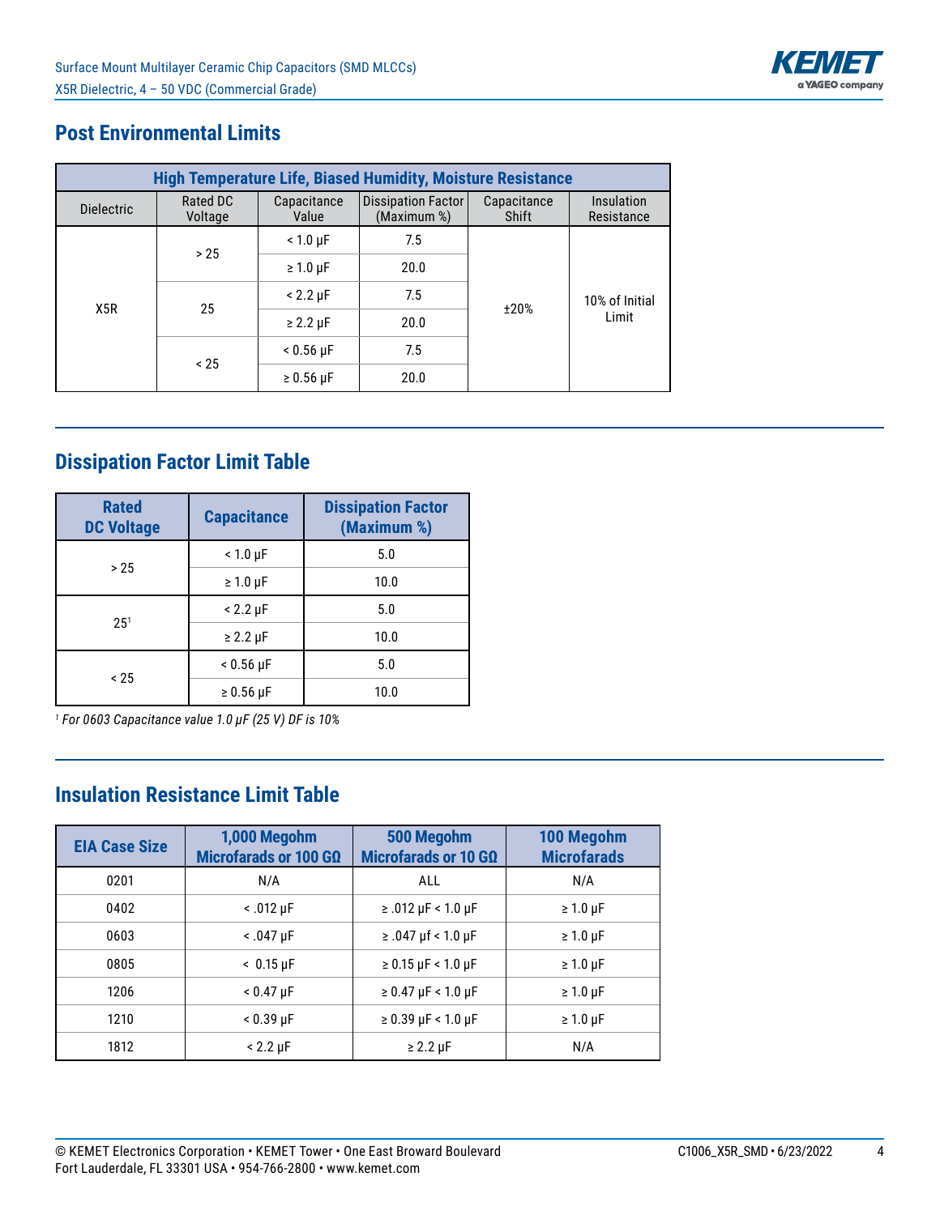## Post Environmental Limits

| High Temperature Life, Biased Humidity, Moisture Resistance | | | | | |
|---|---|---|---|---|---|
| Dielectric | Rated DC Voltage | Capacitance Value | Dissipation Factor (Maximum %) | Capacitance Shift | Insulation Resistance |
| X5R | > 25 | < 1.0 µF | 7.5 | ±20% | 10% of Initial Limit |
| | | ≥ 1.0 µF | 20.0 | | |
| | 25 | < 2.2 µF | 7.5 | | |
| | | ≥ 2.2 µF | 20.0 | | |
| | < 25 | < 0.56 µF | 7.5 | | |
| | | ≥ 0.56 µF | 20.0 | | |

## Dissipation Factor Limit Table

| Rated DC Voltage | Capacitance | Dissipation Factor (Maximum %) |
|---|---|---|
| > 25 | < 1.0 µF | 5.0 |
| | ≥ 1.0 µF | 10.0 |
| 25[1] | < 2.2 µF | 5.0 |
| | ≥ 2.2 µF | 10.0 |
| < 25 | < 0.56 µF | 5.0 |
| | ≥ 0.56 µF | 10.0 |

*[1] For 0603 Capacitance value 1.0 µF (25 V) DF is 10%*

## Insulation Resistance Limit Table

| EIA Case Size | 1,000 Megohm Microfarads or 100 GΩ | 500 Megohm Microfarads or 10 GΩ | 100 Megohm Microfarads |
|---|---|---|---|
| 0201 | N/A | ALL | N/A |
| 0402 | < .012 µF | ≥ .012 µF < 1.0 µF | ≥ 1.0 µF |
| 0603 | < .047 µF | ≥ .047 µf < 1.0 µF | ≥ 1.0 µF |
| 0805 | < 0.15 µF | ≥ 0.15 µF < 1.0 µF | ≥ 1.0 µF |
| 1206 | < 0.47 µF | ≥ 0.47 µF < 1.0 µF | ≥ 1.0 µF |
| 1210 | < 0.39 µF | ≥ 0.39 µF < 1.0 µF | ≥ 1.0 µF |
| 1812 | < 2.2 µF | ≥ 2.2 µF | N/A |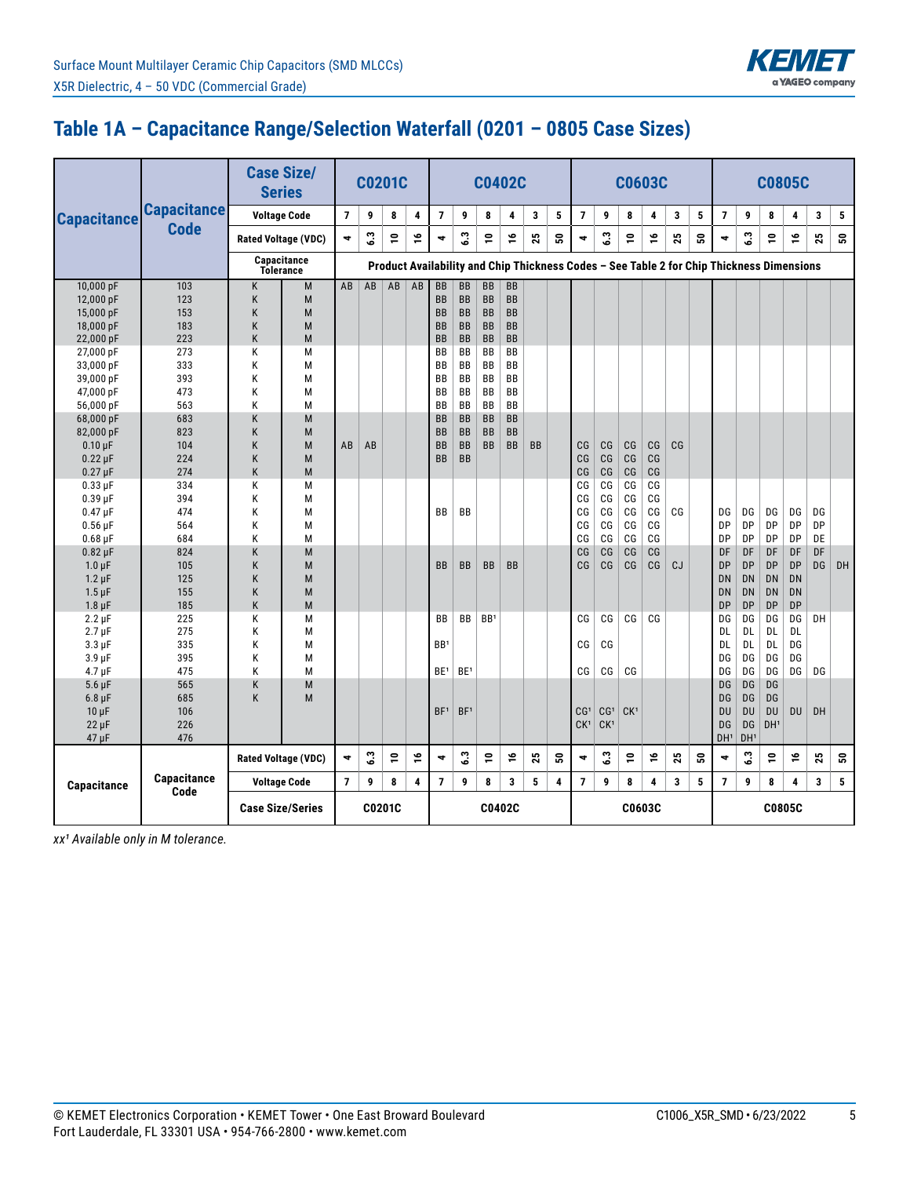## Table 1A – Capacitance Range/Selection Waterfall (0201 – 0805 Case Sizes)

| Capacitance | Capacitance Code | Case Size/Series | | C0201C | | | | C0402C | | | | | | C0603C | | | | | | C0805C | | | | | |
|---|---|---|---|---|---|---|---|---|---|---|---|---|---|---|---|---|---|---|---|---|---|---|---|---|---|
| | | Voltage Code | | 7 | 9 | 8 | 4 | 7 | 9 | 8 | 4 | 3 | 5 | 7 | 9 | 8 | 4 | 3 | 5 | 7 | 9 | 8 | 4 | 3 | 5 |
| | | Rated Voltage (VDC) | | 4 | 6.3 | 10 | 16 | 4 | 6.3 | 10 | 16 | 25 | 50 | 4 | 6.3 | 10 | 16 | 25 | 50 | 4 | 6.3 | 10 | 16 | 25 | 50 |
| | | Capacitance Tolerance | | Product Availability and Chip Thickness Codes – See Table 2 for Chip Thickness Dimensions | | | | | | | | | | | | | | | | | | | | | |
| 10,000 pF | 103 | K | M | AB | AB | AB | AB | BB | BB | BB | BB | | | | | | | | | | | | | | |
| 12,000 pF | 123 | K | M | | | | | BB | BB | BB | BB | | | | | | | | | | | | | | |
| 15,000 pF | 153 | K | M | | | | | BB | BB | BB | BB | | | | | | | | | | | | | | |
| 18,000 pF | 183 | K | M | | | | | BB | BB | BB | BB | | | | | | | | | | | | | | |
| 22,000 pF | 223 | K | M | | | | | BB | BB | BB | BB | | | | | | | | | | | | | | |
| 27,000 pF | 273 | K | M | | | | | BB | BB | BB | BB | | | | | | | | | | | | | | |
| 33,000 pF | 333 | K | M | | | | | BB | BB | BB | BB | | | | | | | | | | | | | | |
| 39,000 pF | 393 | K | M | | | | | BB | BB | BB | BB | | | | | | | | | | | | | | |
| 47,000 pF | 473 | K | M | | | | | BB | BB | BB | BB | | | | | | | | | | | | | | |
| 56,000 pF | 563 | K | M | | | | | BB | BB | BB | BB | | | | | | | | | | | | | | |
| 68,000 pF | 683 | K | M | | | | | BB | BB | BB | BB | | | | | | | | | | | | | | |
| 82,000 pF | 823 | K | M | | | | | BB | BB | BB | BB | | | | | | | | | | | | | | |
| 0.10 µF | 104 | K | M | AB | AB | | | BB | BB | BB | BB | BB | | CG | CG | CG | CG | CG | | | | | | | |
| 0.22 µF | 224 | K | M | | | | | BB | BB | | | | | CG | CG | CG | CG | | | | | | | | |
| 0.27 µF | 274 | K | M | | | | | | | | | | | CG | CG | CG | CG | | | | | | | | |
| 0.33 µF | 334 | K | M | | | | | | | | | | | CG | CG | CG | CG | | | | | | | | |
| 0.39 µF | 394 | K | M | | | | | | | | | | | CG | CG | CG | CG | | | | | | | | |
| 0.47 µF | 474 | K | M | | | | | BB | BB | | | | | CG | CG | CG | CG | CG | | DG | DG | DG | DG | DG | |
| 0.56 µF | 564 | K | M | | | | | | | | | | | CG | CG | CG | CG | | | DP | DP | DP | DP | DP | |
| 0.68 µF | 684 | K | M | | | | | | | | | | | CG | CG | CG | CG | | | DP | DP | DP | DP | DE | |
| 0.82 µF | 824 | K | M | | | | | | | | | | | CG | CG | CG | CG | | | DF | DF | DF | DF | DF | |
| 1.0 µF | 105 | K | M | | | | | BB | BB | BB | BB | | | CG | CG | CG | CG | CJ | | DP | DP | DP | DP | DG | DH |
| 1.2 µF | 125 | K | M | | | | | | | | | | | | | | | | | DN | DN | DN | DN | | |
| 1.5 µF | 155 | K | M | | | | | | | | | | | | | | | | | DN | DN | DN | DN | | |
| 1.8 µF | 185 | K | M | | | | | | | | | | | | | | | | | DP | DP | DP | DP | | |
| 2.2 µF | 225 | K | M | | | | | BB | BB | BB[1] | | | | CG | CG | CG | CG | | | DG | DG | DG | DG | DH | |
| 2.7 µF | 275 | K | M | | | | | | | | | | | | | | | | | DL | DL | DL | DL | | |
| 3.3 µF | 335 | K | M | | | | | BB[1] | | | | | | CG | CG | | | | | DL | DL | DL | DG | | |
| 3.9 µF | 395 | K | M | | | | | | | | | | | | | | | | | DG | DG | DG | DG | | |
| 4.7 µF | 475 | K | M | | | | | BE[1] | BE[1] | | | | | CG | CG | CG | | | | DG | DG | DG | DG | DG | |
| 5.6 µF | 565 | K | M | | | | | | | | | | | | | | | | | DG | DG | DG | | | |
| 6.8 µF | 685 | K | M | | | | | | | | | | | | | | | | | DG | DG | DG | | | |
| 10 µF | 106 | | | | | | | BF[1] | BF[1] | | | | | CG[1] | CG[1] | CK[1] | | | | DU | DU | DU | DU | DH | |
| 22 µF | 226 | | | | | | | | | | | | | CK[1] | CK[1] | | | | | DG | DG | DH[1] | | | |
| 47 µF | 476 | | | | | | | | | | | | | | | | | | | DH[1] | DH[1] | | | | |
| Capacitance | Capacitance Code | Rated Voltage (VDC) | | 4 | 6.3 | 10 | 16 | 4 | 6.3 | 10 | 16 | 25 | 50 | 4 | 6.3 | 10 | 16 | 25 | 50 | 4 | 6.3 | 10 | 16 | 25 | 50 |
| | | Voltage Code | | 7 | 9 | 8 | 4 | 7 | 9 | 8 | 3 | 5 | 4 | 7 | 9 | 8 | 4 | 3 | 5 | 7 | 9 | 8 | 4 | 3 | 5 |
| | | Case Size/Series | | C0201C | | | | C0402C | | | | | | C0603C | | | | | | C0805C | | | | | |

*xx[1] Available only in M tolerance.*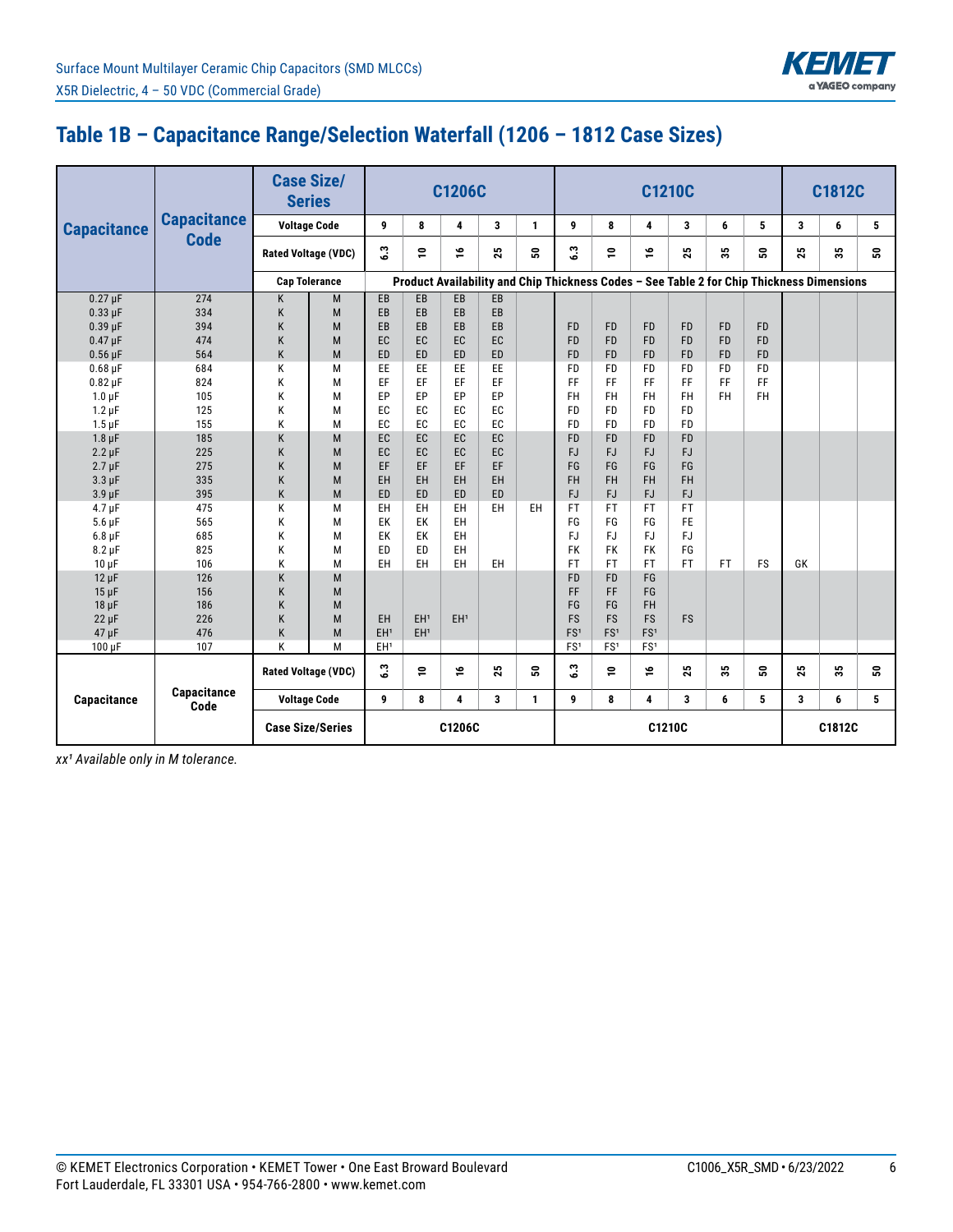## Table 1B – Capacitance Range/Selection Waterfall (1206 – 1812 Case Sizes)

| Capacitance | Capacitance Code | Case Size/ Series | | C1206C | | | | | C1210C | | | | | | C1812C | | |
|---|---|---|---|---|---|---|---|---|---|---|---|---|---|---|---|---|---|
| | | Voltage Code | | 9 | 8 | 4 | 3 | 1 | 9 | 8 | 4 | 3 | 6 | 5 | 3 | 6 | 5 |
| | | Rated Voltage (VDC) | | 6.3 | 10 | 16 | 25 | 50 | 6.3 | 10 | 16 | 25 | 35 | 50 | 25 | 35 | 50 |
| | | Cap Tolerance | | Product Availability and Chip Thickness Codes – See Table 2 for Chip Thickness Dimensions | | | | | | | | | | | | | |
| 0.27 µF | 274 | K | M | EB | EB | EB | EB | | | | | | | | | | |
| 0.33 µF | 334 | K | M | EB | EB | EB | EB | | | | | | | | | | |
| 0.39 µF | 394 | K | M | EB | EB | EB | EB | | FD | FD | FD | FD | FD | FD | | | |
| 0.47 µF | 474 | K | M | EC | EC | EC | EC | | FD | FD | FD | FD | FD | FD | | | |
| 0.56 µF | 564 | K | M | ED | ED | ED | ED | | FD | FD | FD | FD | FD | FD | | | |
| 0.68 µF | 684 | K | M | EE | EE | EE | EE | | FD | FD | FD | FD | FD | FD | | | |
| 0.82 µF | 824 | K | M | EF | EF | EF | EF | | FF | FF | FF | FF | FF | FF | | | |
| 1.0 µF | 105 | K | M | EP | EP | EP | EP | | FH | FH | FH | FH | FH | FH | | | |
| 1.2 µF | 125 | K | M | EC | EC | EC | EC | | FD | FD | FD | FD | | | | | |
| 1.5 µF | 155 | K | M | EC | EC | EC | EC | | FD | FD | FD | FD | | | | | |
| 1.8 µF | 185 | K | M | EC | EC | EC | EC | | FD | FD | FD | FD | | | | | |
| 2.2 µF | 225 | K | M | EC | EC | EC | EC | | FJ | FJ | FJ | FJ | | | | | |
| 2.7 µF | 275 | K | M | EF | EF | EF | EF | | FG | FG | FG | FG | | | | | |
| 3.3 µF | 335 | K | M | EH | EH | EH | EH | | FH | FH | FH | FH | | | | | |
| 3.9 µF | 395 | K | M | ED | ED | ED | ED | | FJ | FJ | FJ | FJ | | | | | |
| 4.7 µF | 475 | K | M | EH | EH | EH | EH | EH | FT | FT | FT | FT | | | | | |
| 5.6 µF | 565 | K | M | EK | EK | EH | | | FG | FG | FG | FE | | | | | |
| 6.8 µF | 685 | K | M | EK | EK | EH | | | FJ | FJ | FJ | FJ | | | | | |
| 8.2 µF | 825 | K | M | ED | ED | EH | | | FK | FK | FK | FG | | | | | |
| 10 µF | 106 | K | M | EH | EH | EH | EH | | FT | FT | FT | FT | FT | FS | GK | | |
| 12 µF | 126 | K | M | | | | | | FD | FD | FG | | | | | | |
| 15 µF | 156 | K | M | | | | | | FF | FF | FG | | | | | | |
| 18 µF | 186 | K | M | | | | | | FG | FG | FH | | | | | | |
| 22 µF | 226 | K | M | EH | EH[1] | EH[1] | | | FS | FS | FS | FS | | | | | |
| 47 µF | 476 | K | M | EH[1] | EH[1] | | | | FS[1] | FS[1] | FS[1] | | | | | | |
| 100 µF | 107 | K | M | EH[1] | | | | | FS[1] | FS[1] | FS[1] | | | | | | |
| Capacitance | Capacitance Code | Rated Voltage (VDC) | | 6.3 | 10 | 16 | 25 | 50 | 6.3 | 10 | 16 | 25 | 35 | 50 | 25 | 35 | 50 |
| | | Voltage Code | | 9 | 8 | 4 | 3 | 1 | 9 | 8 | 4 | 3 | 6 | 5 | 3 | 6 | 5 |
| | | Case Size/Series | | C1206C | | | | | C1210C | | | | | | C1812C | | |

*xx[1] Available only in M tolerance.*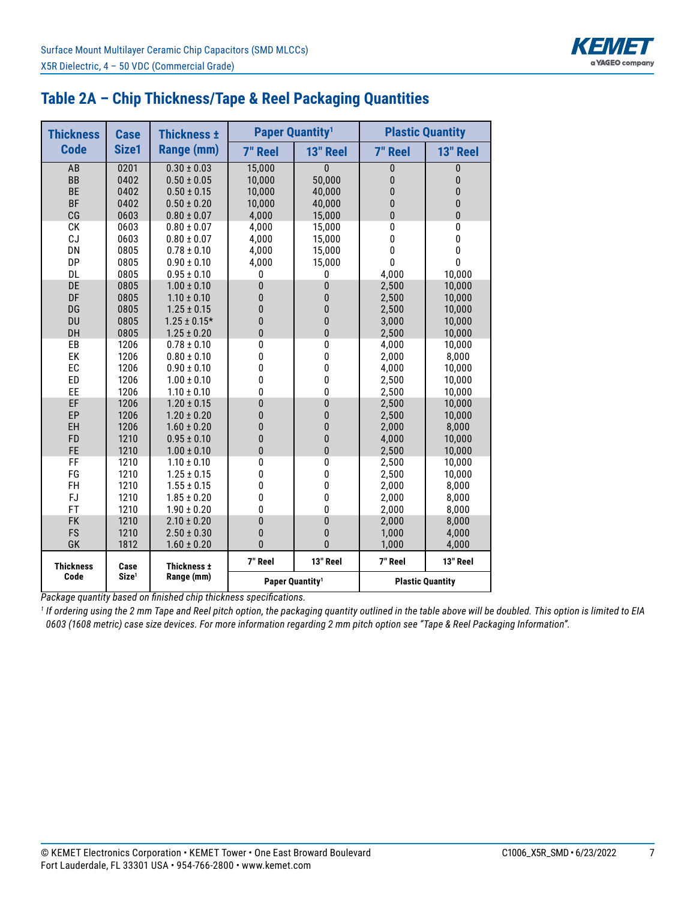## Table 2A – Chip Thickness/Tape & Reel Packaging Quantities

| Thickness Code | Case Size[1] | Thickness ± Range (mm) | Paper Quantity[1] | | Plastic Quantity | |
|---|---|---|---|---|---|---|
| | | | 7" Reel | 13" Reel | 7" Reel | 13" Reel |
| AB | 0201 | 0.30 ± 0.03 | 15,000 | 0 | 0 | 0 |
| BB | 0402 | 0.50 ± 0.05 | 10,000 | 50,000 | 0 | 0 |
| BE | 0402 | 0.50 ± 0.15 | 10,000 | 40,000 | 0 | 0 |
| BF | 0402 | 0.50 ± 0.20 | 10,000 | 40,000 | 0 | 0 |
| CG | 0603 | 0.80 ± 0.07 | 4,000 | 15,000 | 0 | 0 |
| CK | 0603 | 0.80 ± 0.07 | 4,000 | 15,000 | 0 | 0 |
| CJ | 0603 | 0.80 ± 0.07 | 4,000 | 15,000 | 0 | 0 |
| DN | 0805 | 0.78 ± 0.10 | 4,000 | 15,000 | 0 | 0 |
| DP | 0805 | 0.90 ± 0.10 | 4,000 | 15,000 | 0 | 0 |
| DL | 0805 | 0.95 ± 0.10 | 0 | 0 | 4,000 | 10,000 |
| DE | 0805 | 1.00 ± 0.10 | 0 | 0 | 2,500 | 10,000 |
| DF | 0805 | 1.10 ± 0.10 | 0 | 0 | 2,500 | 10,000 |
| DG | 0805 | 1.25 ± 0.15 | 0 | 0 | 2,500 | 10,000 |
| DU | 0805 | 1.25 ± 0.15* | 0 | 0 | 3,000 | 10,000 |
| DH | 0805 | 1.25 ± 0.20 | 0 | 0 | 2,500 | 10,000 |
| EB | 1206 | 0.78 ± 0.10 | 0 | 0 | 4,000 | 10,000 |
| EK | 1206 | 0.80 ± 0.10 | 0 | 0 | 2,000 | 8,000 |
| EC | 1206 | 0.90 ± 0.10 | 0 | 0 | 4,000 | 10,000 |
| ED | 1206 | 1.00 ± 0.10 | 0 | 0 | 2,500 | 10,000 |
| EE | 1206 | 1.10 ± 0.10 | 0 | 0 | 2,500 | 10,000 |
| EF | 1206 | 1.20 ± 0.15 | 0 | 0 | 2,500 | 10,000 |
| EP | 1206 | 1.20 ± 0.20 | 0 | 0 | 2,500 | 10,000 |
| EH | 1206 | 1.60 ± 0.20 | 0 | 0 | 2,000 | 8,000 |
| FD | 1210 | 0.95 ± 0.10 | 0 | 0 | 4,000 | 10,000 |
| FE | 1210 | 1.00 ± 0.10 | 0 | 0 | 2,500 | 10,000 |
| FF | 1210 | 1.10 ± 0.10 | 0 | 0 | 2,500 | 10,000 |
| FG | 1210 | 1.25 ± 0.15 | 0 | 0 | 2,500 | 10,000 |
| FH | 1210 | 1.55 ± 0.15 | 0 | 0 | 2,000 | 8,000 |
| FJ | 1210 | 1.85 ± 0.20 | 0 | 0 | 2,000 | 8,000 |
| FT | 1210 | 1.90 ± 0.20 | 0 | 0 | 2,000 | 8,000 |
| FK | 1210 | 2.10 ± 0.20 | 0 | 0 | 2,000 | 8,000 |
| FS | 1210 | 2.50 ± 0.30 | 0 | 0 | 1,000 | 4,000 |
| GK | 1812 | 1.60 ± 0.20 | 0 | 0 | 1,000 | 4,000 |
| Thickness Code | Case Size[1] | Thickness ± Range (mm) | 7" Reel | 13" Reel | 7" Reel | 13" Reel |
| | | | Paper Quantity[1] | | Plastic Quantity | |

*Package quantity based on finished chip thickness specifications.*

[1] *If ordering using the 2 mm Tape and Reel pitch option, the packaging quantity outlined in the table above will be doubled. This option is limited to EIA 0603 (1608 metric) case size devices. For more information regarding 2 mm pitch option see "Tape & Reel Packaging Information".*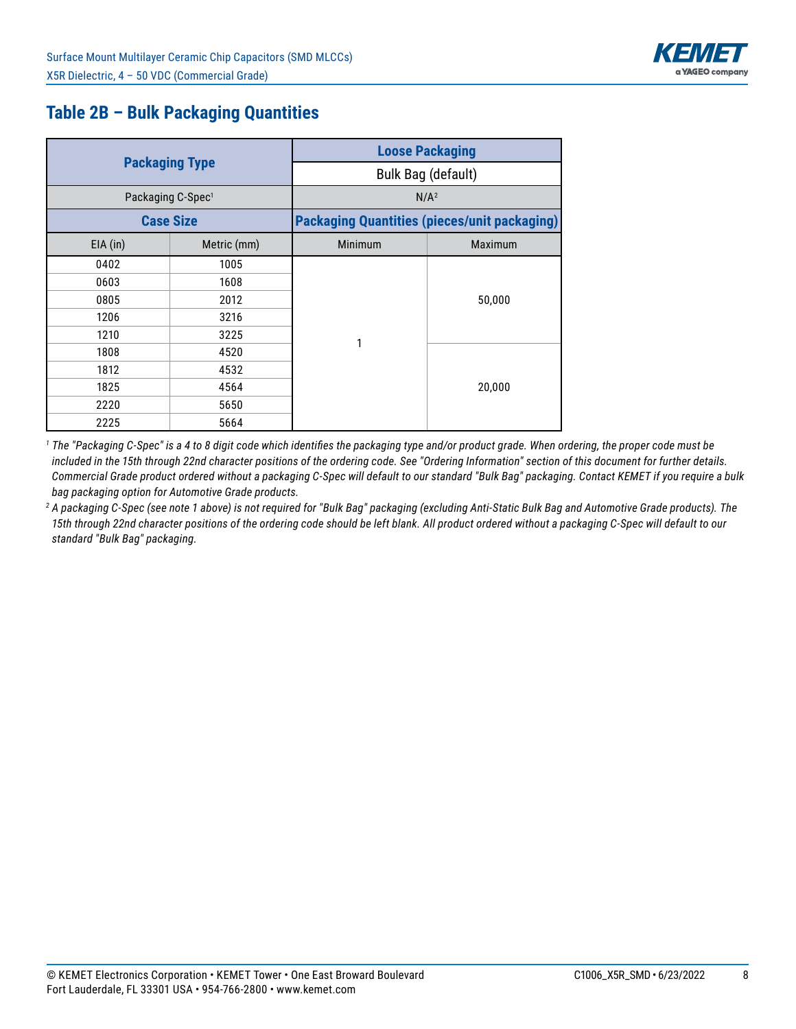## Table 2B – Bulk Packaging Quantities

| Packaging Type | | Loose Packaging | |
|---|---|---|---|
| | | Bulk Bag (default) | |
| Packaging C-Spec[1] | | N/A[2] | |
| Case Size | | Packaging Quantities (pieces/unit packaging) | |
| EIA (in) | Metric (mm) | Minimum | Maximum |
| 0402 | 1005 | 1 | 50,000 |
| 0603 | 1608 | 1 | 50,000 |
| 0805 | 2012 | 1 | 50,000 |
| 1206 | 3216 | 1 | 50,000 |
| 1210 | 3225 | 1 | 50,000 |
| 1808 | 4520 | 1 | 20,000 |
| 1812 | 4532 | 1 | 20,000 |
| 1825 | 4564 | 1 | 20,000 |
| 2220 | 5650 | 1 | 20,000 |
| 2225 | 5664 | 1 | 20,000 |

*[1] The "Packaging C-Spec" is a 4 to 8 digit code which identifies the packaging type and/or product grade. When ordering, the proper code must be included in the 15th through 22nd character positions of the ordering code. See "Ordering Information" section of this document for further details. Commercial Grade product ordered without a packaging C-Spec will default to our standard "Bulk Bag" packaging. Contact KEMET if you require a bulk bag packaging option for Automotive Grade products.*

*[2] A packaging C-Spec (see note 1 above) is not required for "Bulk Bag" packaging (excluding Anti-Static Bulk Bag and Automotive Grade products). The 15th through 22nd character positions of the ordering code should be left blank. All product ordered without a packaging C-Spec will default to our standard "Bulk Bag" packaging.*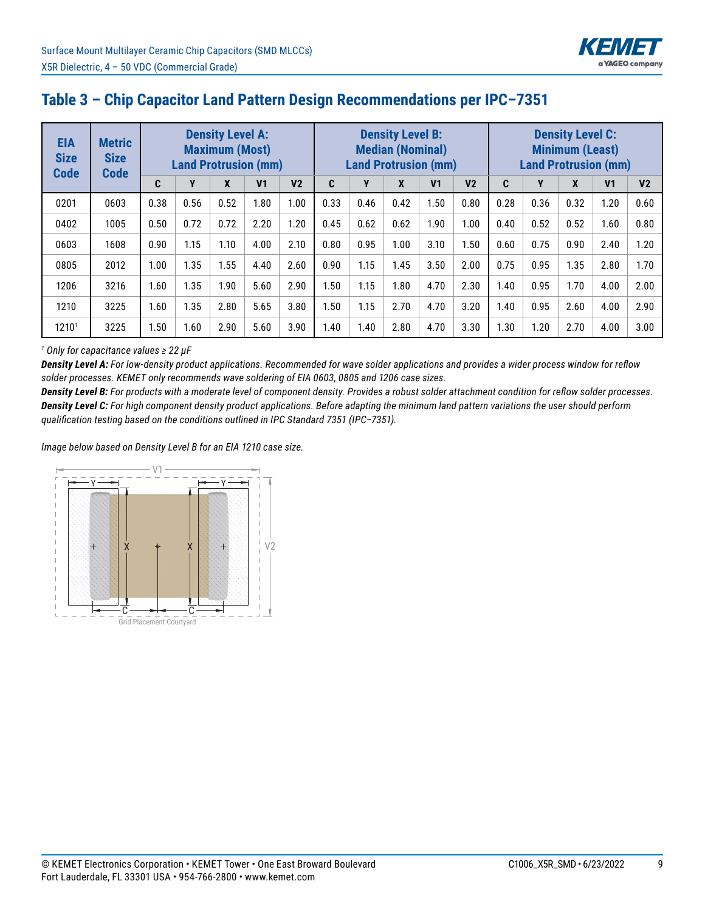## Table 3 – Chip Capacitor Land Pattern Design Recommendations per IPC–7351

| EIA Size Code | Metric Size Code | Density Level A: Maximum (Most) Land Protrusion (mm) | | | | | Density Level B: Median (Nominal) Land Protrusion (mm) | | | | | Density Level C: Minimum (Least) Land Protrusion (mm) | | | | |
|---|---|---|---|---|---|---|---|---|---|---|---|---|---|---|---|---|
| | | C | Y | X | V1 | V2 | C | Y | X | V1 | V2 | C | Y | X | V1 | V2 |
| 0201 | 0603 | 0.38 | 0.56 | 0.52 | 1.80 | 1.00 | 0.33 | 0.46 | 0.42 | 1.50 | 0.80 | 0.28 | 0.36 | 0.32 | 1.20 | 0.60 |
| 0402 | 1005 | 0.50 | 0.72 | 0.72 | 2.20 | 1.20 | 0.45 | 0.62 | 0.62 | 1.90 | 1.00 | 0.40 | 0.52 | 0.52 | 1.60 | 0.80 |
| 0603 | 1608 | 0.90 | 1.15 | 1.10 | 4.00 | 2.10 | 0.80 | 0.95 | 1.00 | 3.10 | 1.50 | 0.60 | 0.75 | 0.90 | 2.40 | 1.20 |
| 0805 | 2012 | 1.00 | 1.35 | 1.55 | 4.40 | 2.60 | 0.90 | 1.15 | 1.45 | 3.50 | 2.00 | 0.75 | 0.95 | 1.35 | 2.80 | 1.70 |
| 1206 | 3216 | 1.60 | 1.35 | 1.90 | 5.60 | 2.90 | 1.50 | 1.15 | 1.80 | 4.70 | 2.30 | 1.40 | 0.95 | 1.70 | 4.00 | 2.00 |
| 1210 | 3225 | 1.60 | 1.35 | 2.80 | 5.65 | 3.80 | 1.50 | 1.15 | 2.70 | 4.70 | 3.20 | 1.40 | 0.95 | 2.60 | 4.00 | 2.90 |
| 1210[1] | 3225 | 1.50 | 1.60 | 2.90 | 5.60 | 3.90 | 1.40 | 1.40 | 2.80 | 4.70 | 3.30 | 1.30 | 1.20 | 2.70 | 4.00 | 3.00 |

[1] *Only for capacitance values ≥ 22 µF*

***Density Level A:*** *For low-density product applications. Recommended for wave solder applications and provides a wider process window for reflow solder processes. KEMET only recommends wave soldering of EIA 0603, 0805 and 1206 case sizes.*

***Density Level B:*** *For products with a moderate level of component density. Provides a robust solder attachment condition for reflow solder processes.*

***Density Level C:*** *For high component density product applications. Before adapting the minimum land pattern variations the user should perform qualification testing based on the conditions outlined in IPC Standard 7351 (IPC–7351).*

*Image below based on Density Level B for an EIA 1210 case size.*

Grid Placement Courtyard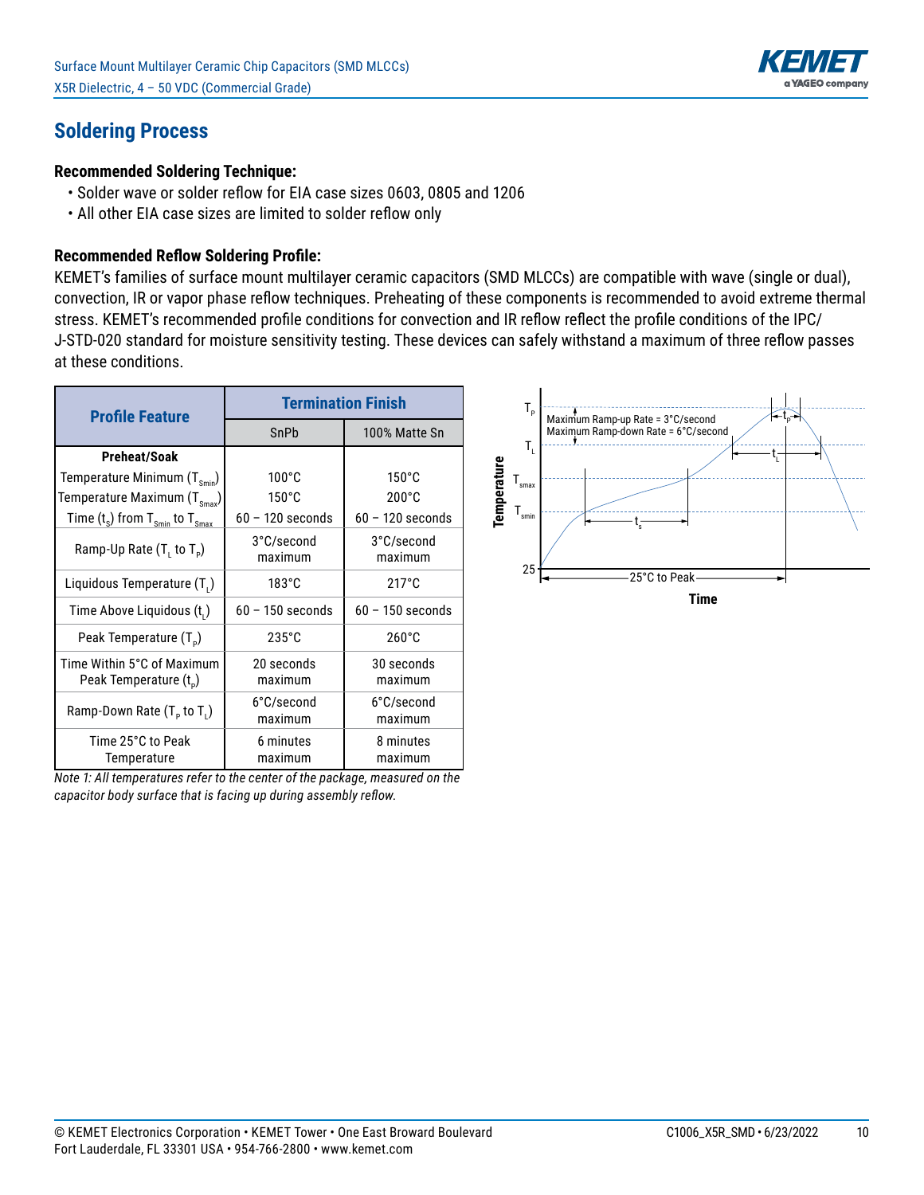## Soldering Process

### Recommended Soldering Technique:

- Solder wave or solder reflow for EIA case sizes 0603, 0805 and 1206
- All other EIA case sizes are limited to solder reflow only

### Recommended Reflow Soldering Profile:

KEMET's families of surface mount multilayer ceramic capacitors (SMD MLCCs) are compatible with wave (single or dual), convection, IR or vapor phase reflow techniques. Preheating of these components is recommended to avoid extreme thermal stress. KEMET's recommended profile conditions for convection and IR reflow reflect the profile conditions of the IPC/J-STD-020 standard for moisture sensitivity testing. These devices can safely withstand a maximum of three reflow passes at these conditions.

| Profile Feature | Termination Finish | |
|---|---|---|
| | SnPb | 100% Matte Sn |
| **Preheat/Soak** | | |
| Temperature Minimum ($T_{Smin}$) | 100°C | 150°C |
| Temperature Maximum ($T_{Smax}$) | 150°C | 200°C |
| Time ($t_S$) from $T_{Smin}$ to $T_{Smax}$ | 60 – 120 seconds | 60 – 120 seconds |
| Ramp-Up Rate ($T_L$ to $T_P$) | 3°C/second maximum | 3°C/second maximum |
| Liquidous Temperature ($T_L$) | 183°C | 217°C |
| Time Above Liquidous ($t_L$) | 60 – 150 seconds | 60 – 150 seconds |
| Peak Temperature ($T_P$) | 235°C | 260°C |
| Time Within 5°C of Maximum Peak Temperature ($t_P$) | 20 seconds maximum | 30 seconds maximum |
| Ramp-Down Rate ($T_P$ to $T_L$) | 6°C/second maximum | 6°C/second maximum |
| Time 25°C to Peak Temperature | 6 minutes maximum | 8 minutes maximum |

*Note 1: All temperatures refer to the center of the package, measured on the capacitor body surface that is facing up during assembly reflow.*

Maximum Ramp-up Rate = 3°C/second
Maximum Ramp-down Rate = 6°C/second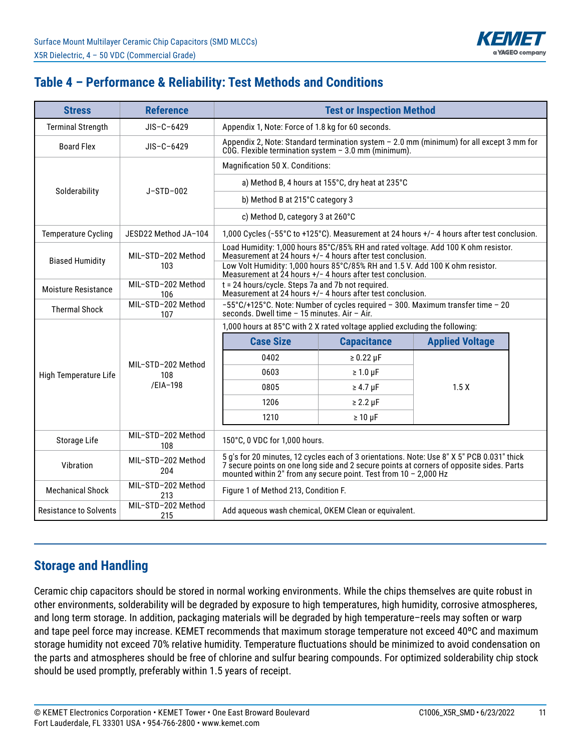## Table 4 – Performance & Reliability: Test Methods and Conditions

| Stress | Reference | Test or Inspection Method |
|---|---|---|
| Terminal Strength | JIS–C–6429 | Appendix 1, Note: Force of 1.8 kg for 60 seconds. |
| Board Flex | JIS–C–6429 | Appendix 2, Note: Standard termination system – 2.0 mm (minimum) for all except 3 mm for C0G. Flexible termination system – 3.0 mm (minimum). |
| Solderability | J–STD–002 | Magnification 50 X. Conditions: |
| | | a) Method B, 4 hours at 155°C, dry heat at 235°C |
| | | b) Method B at 215°C category 3 |
| | | c) Method D, category 3 at 260°C |
| Temperature Cycling | JESD22 Method JA–104 | 1,000 Cycles (−55°C to +125°C). Measurement at 24 hours +/− 4 hours after test conclusion. |
| Biased Humidity | MIL–STD–202 Method 103 | Load Humidity: 1,000 hours 85°C/85% RH and rated voltage. Add 100 K ohm resistor. Measurement at 24 hours +/− 4 hours after test conclusion. |
| | | Low Volt Humidity: 1,000 hours 85°C/85% RH and 1.5 V. Add 100 K ohm resistor. Measurement at 24 hours +/− 4 hours after test conclusion. |
| Moisture Resistance | MIL–STD–202 Method 106 | t = 24 hours/cycle. Steps 7a and 7b not required. Measurement at 24 hours +/− 4 hours after test conclusion. |
| Thermal Shock | MIL–STD–202 Method 107 | −55°C/+125°C. Note: Number of cycles required – 300. Maximum transfer time – 20 seconds. Dwell time – 15 minutes. Air – Air. |
| High Temperature Life | MIL–STD–202 Method 108 /EIA–198 | 1,000 hours at 85°C with 2 X rated voltage applied excluding the following: |
| | | Case Size: 0402, Capacitance: ≥ 0.22 µF, Applied Voltage: 1.5 X |
| | | Case Size: 0603, Capacitance: ≥ 1.0 µF, Applied Voltage: 1.5 X |
| | | Case Size: 0805, Capacitance: ≥ 4.7 µF, Applied Voltage: 1.5 X |
| | | Case Size: 1206, Capacitance: ≥ 2.2 µF, Applied Voltage: 1.5 X |
| | | Case Size: 1210, Capacitance: ≥ 10 µF, Applied Voltage: 1.5 X |
| Storage Life | MIL–STD–202 Method 108 | 150°C, 0 VDC for 1,000 hours. |
| Vibration | MIL–STD–202 Method 204 | 5 g's for 20 minutes, 12 cycles each of 3 orientations. Note: Use 8" X 5" PCB 0.031" thick 7 secure points on one long side and 2 secure points at corners of opposite sides. Parts mounted within 2" from any secure point. Test from 10 – 2,000 Hz |
| Mechanical Shock | MIL–STD–202 Method 213 | Figure 1 of Method 213, Condition F. |
| Resistance to Solvents | MIL–STD–202 Method 215 | Add aqueous wash chemical, OKEM Clean or equivalent. |

## Storage and Handling

Ceramic chip capacitors should be stored in normal working environments. While the chips themselves are quite robust in other environments, solderability will be degraded by exposure to high temperatures, high humidity, corrosive atmospheres, and long term storage. In addition, packaging materials will be degraded by high temperature–reels may soften or warp and tape peel force may increase. KEMET recommends that maximum storage temperature not exceed 40ºC and maximum storage humidity not exceed 70% relative humidity. Temperature fluctuations should be minimized to avoid condensation on the parts and atmospheres should be free of chlorine and sulfur bearing compounds. For optimized solderability chip stock should be used promptly, preferably within 1.5 years of receipt.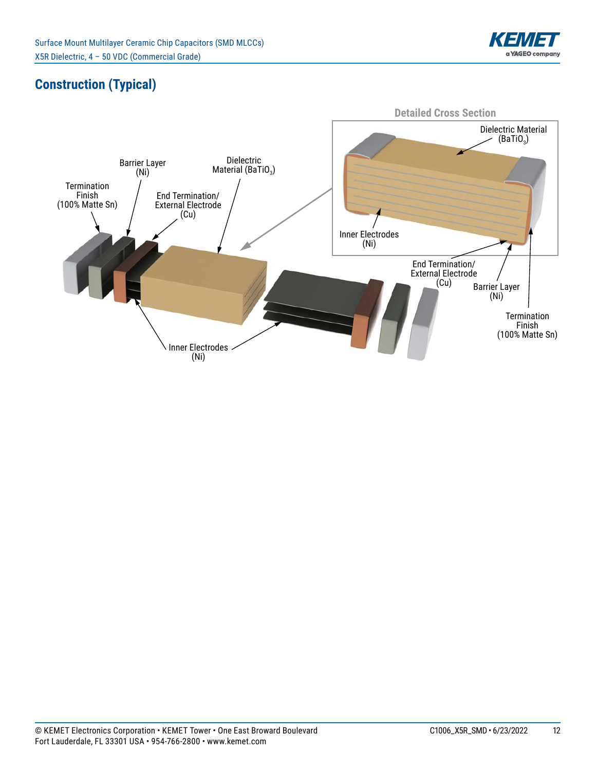## Construction (Typical)

Detailed Cross Section

Dielectric Material ($BaTiO_3$)

Inner Electrodes (Ni)

End Termination/ External Electrode (Cu)

Barrier Layer (Ni)

Termination Finish (100% Matte Sn)

Barrier Layer (Ni)

Dielectric Material ($BaTiO_3$)

Termination Finish (100% Matte Sn)

End Termination/ External Electrode (Cu)

Inner Electrodes (Ni)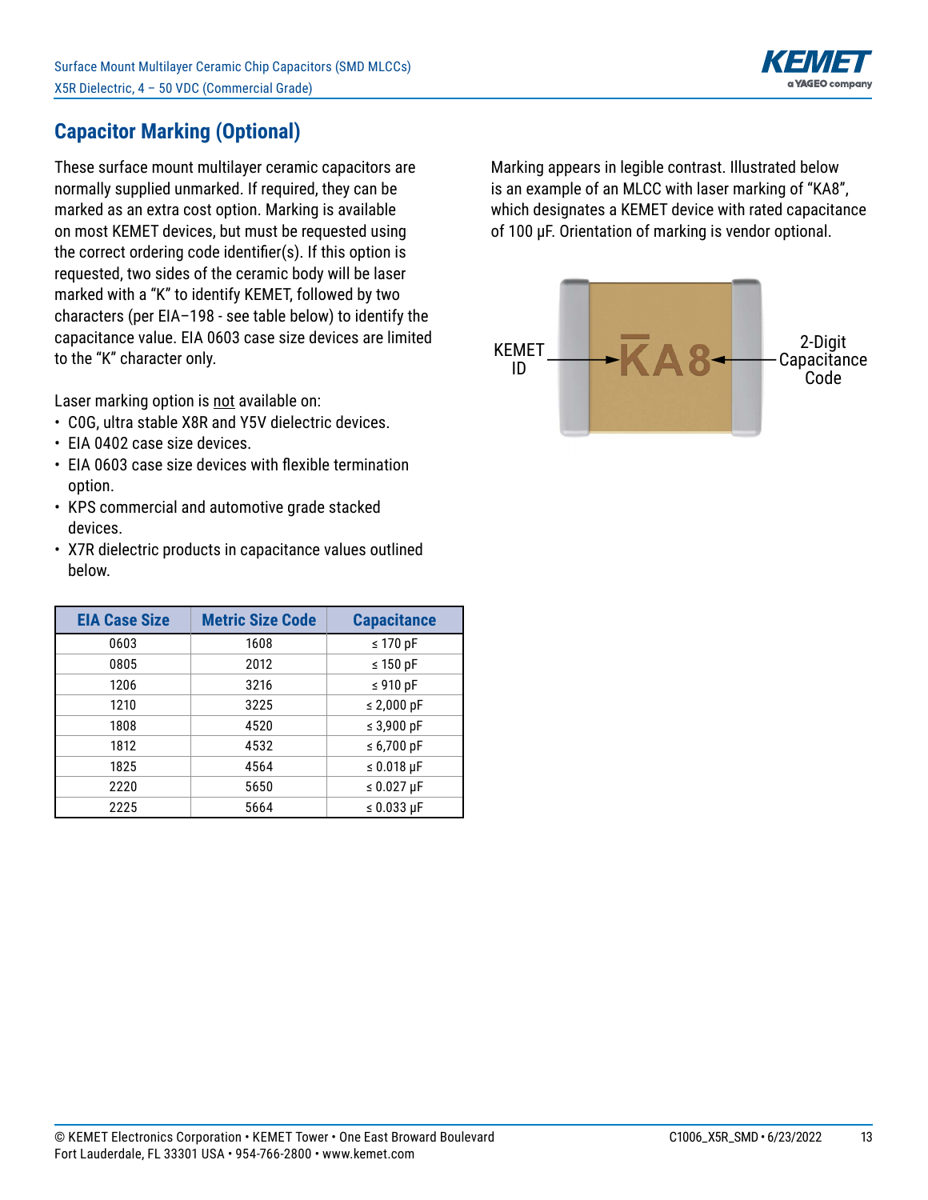## Capacitor Marking (Optional)

These surface mount multilayer ceramic capacitors are normally supplied unmarked. If required, they can be marked as an extra cost option. Marking is available on most KEMET devices, but must be requested using the correct ordering code identifier(s). If this option is requested, two sides of the ceramic body will be laser marked with a "K" to identify KEMET, followed by two characters (per EIA–198 - see table below) to identify the capacitance value. EIA 0603 case size devices are limited to the "K" character only.

Laser marking option is not available on:

- C0G, ultra stable X8R and Y5V dielectric devices.
- EIA 0402 case size devices.
- EIA 0603 case size devices with flexible termination option.
- KPS commercial and automotive grade stacked devices.
- X7R dielectric products in capacitance values outlined below.

| EIA Case Size | Metric Size Code | Capacitance |
|---|---|---|
| 0603 | 1608 | ≤ 170 pF |
| 0805 | 2012 | ≤ 150 pF |
| 1206 | 3216 | ≤ 910 pF |
| 1210 | 3225 | ≤ 2,000 pF |
| 1808 | 4520 | ≤ 3,900 pF |
| 1812 | 4532 | ≤ 6,700 pF |
| 1825 | 4564 | ≤ 0.018 µF |
| 2220 | 5650 | ≤ 0.027 µF |
| 2225 | 5664 | ≤ 0.033 µF |

Marking appears in legible contrast. Illustrated below is an example of an MLCC with laser marking of "KA8", which designates a KEMET device with rated capacitance of 100 µF. Orientation of marking is vendor optional.

KEMET ID — K̄A8 — 2-Digit Capacitance Code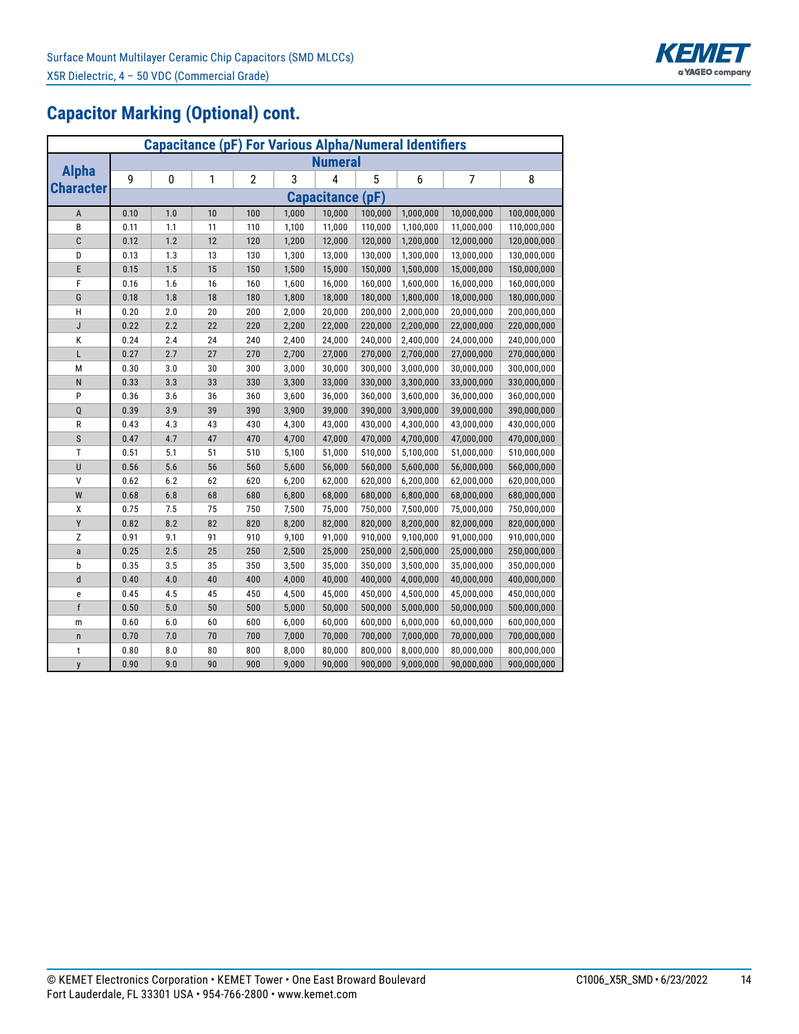## Capacitor Marking (Optional) cont.

| Capacitance (pF) For Various Alpha/Numeral Identifiers | | | | | | | | | | |
|---|---|---|---|---|---|---|---|---|---|---|
| Alpha Character | Numeral | | | | | | | | | |
| | 9 | 0 | 1 | 2 | 3 | 4 | 5 | 6 | 7 | 8 |
| | Capacitance (pF) | | | | | | | | | |
| A | 0.10 | 1.0 | 10 | 100 | 1,000 | 10,000 | 100,000 | 1,000,000 | 10,000,000 | 100,000,000 |
| B | 0.11 | 1.1 | 11 | 110 | 1,100 | 11,000 | 110,000 | 1,100,000 | 11,000,000 | 110,000,000 |
| C | 0.12 | 1.2 | 12 | 120 | 1,200 | 12,000 | 120,000 | 1,200,000 | 12,000,000 | 120,000,000 |
| D | 0.13 | 1.3 | 13 | 130 | 1,300 | 13,000 | 130,000 | 1,300,000 | 13,000,000 | 130,000,000 |
| E | 0.15 | 1.5 | 15 | 150 | 1,500 | 15,000 | 150,000 | 1,500,000 | 15,000,000 | 150,000,000 |
| F | 0.16 | 1.6 | 16 | 160 | 1,600 | 16,000 | 160,000 | 1,600,000 | 16,000,000 | 160,000,000 |
| G | 0.18 | 1.8 | 18 | 180 | 1,800 | 18,000 | 180,000 | 1,800,000 | 18,000,000 | 180,000,000 |
| H | 0.20 | 2.0 | 20 | 200 | 2,000 | 20,000 | 200,000 | 2,000,000 | 20,000,000 | 200,000,000 |
| J | 0.22 | 2.2 | 22 | 220 | 2,200 | 22,000 | 220,000 | 2,200,000 | 22,000,000 | 220,000,000 |
| K | 0.24 | 2.4 | 24 | 240 | 2,400 | 24,000 | 240,000 | 2,400,000 | 24,000,000 | 240,000,000 |
| L | 0.27 | 2.7 | 27 | 270 | 2,700 | 27,000 | 270,000 | 2,700,000 | 27,000,000 | 270,000,000 |
| M | 0.30 | 3.0 | 30 | 300 | 3,000 | 30,000 | 300,000 | 3,000,000 | 30,000,000 | 300,000,000 |
| N | 0.33 | 3.3 | 33 | 330 | 3,300 | 33,000 | 330,000 | 3,300,000 | 33,000,000 | 330,000,000 |
| P | 0.36 | 3.6 | 36 | 360 | 3,600 | 36,000 | 360,000 | 3,600,000 | 36,000,000 | 360,000,000 |
| Q | 0.39 | 3.9 | 39 | 390 | 3,900 | 39,000 | 390,000 | 3,900,000 | 39,000,000 | 390,000,000 |
| R | 0.43 | 4.3 | 43 | 430 | 4,300 | 43,000 | 430,000 | 4,300,000 | 43,000,000 | 430,000,000 |
| S | 0.47 | 4.7 | 47 | 470 | 4,700 | 47,000 | 470,000 | 4,700,000 | 47,000,000 | 470,000,000 |
| T | 0.51 | 5.1 | 51 | 510 | 5,100 | 51,000 | 510,000 | 5,100,000 | 51,000,000 | 510,000,000 |
| U | 0.56 | 5.6 | 56 | 560 | 5,600 | 56,000 | 560,000 | 5,600,000 | 56,000,000 | 560,000,000 |
| V | 0.62 | 6.2 | 62 | 620 | 6,200 | 62,000 | 620,000 | 6,200,000 | 62,000,000 | 620,000,000 |
| W | 0.68 | 6.8 | 68 | 680 | 6,800 | 68,000 | 680,000 | 6,800,000 | 68,000,000 | 680,000,000 |
| X | 0.75 | 7.5 | 75 | 750 | 7,500 | 75,000 | 750,000 | 7,500,000 | 75,000,000 | 750,000,000 |
| Y | 0.82 | 8.2 | 82 | 820 | 8,200 | 82,000 | 820,000 | 8,200,000 | 82,000,000 | 820,000,000 |
| Z | 0.91 | 9.1 | 91 | 910 | 9,100 | 91,000 | 910,000 | 9,100,000 | 91,000,000 | 910,000,000 |
| a | 0.25 | 2.5 | 25 | 250 | 2,500 | 25,000 | 250,000 | 2,500,000 | 25,000,000 | 250,000,000 |
| b | 0.35 | 3.5 | 35 | 350 | 3,500 | 35,000 | 350,000 | 3,500,000 | 35,000,000 | 350,000,000 |
| d | 0.40 | 4.0 | 40 | 400 | 4,000 | 40,000 | 400,000 | 4,000,000 | 40,000,000 | 400,000,000 |
| e | 0.45 | 4.5 | 45 | 450 | 4,500 | 45,000 | 450,000 | 4,500,000 | 45,000,000 | 450,000,000 |
| f | 0.50 | 5.0 | 50 | 500 | 5,000 | 50,000 | 500,000 | 5,000,000 | 50,000,000 | 500,000,000 |
| m | 0.60 | 6.0 | 60 | 600 | 6,000 | 60,000 | 600,000 | 6,000,000 | 60,000,000 | 600,000,000 |
| n | 0.70 | 7.0 | 70 | 700 | 7,000 | 70,000 | 700,000 | 7,000,000 | 70,000,000 | 700,000,000 |
| t | 0.80 | 8.0 | 80 | 800 | 8,000 | 80,000 | 800,000 | 8,000,000 | 80,000,000 | 800,000,000 |
| y | 0.90 | 9.0 | 90 | 900 | 9,000 | 90,000 | 900,000 | 9,000,000 | 90,000,000 | 900,000,000 |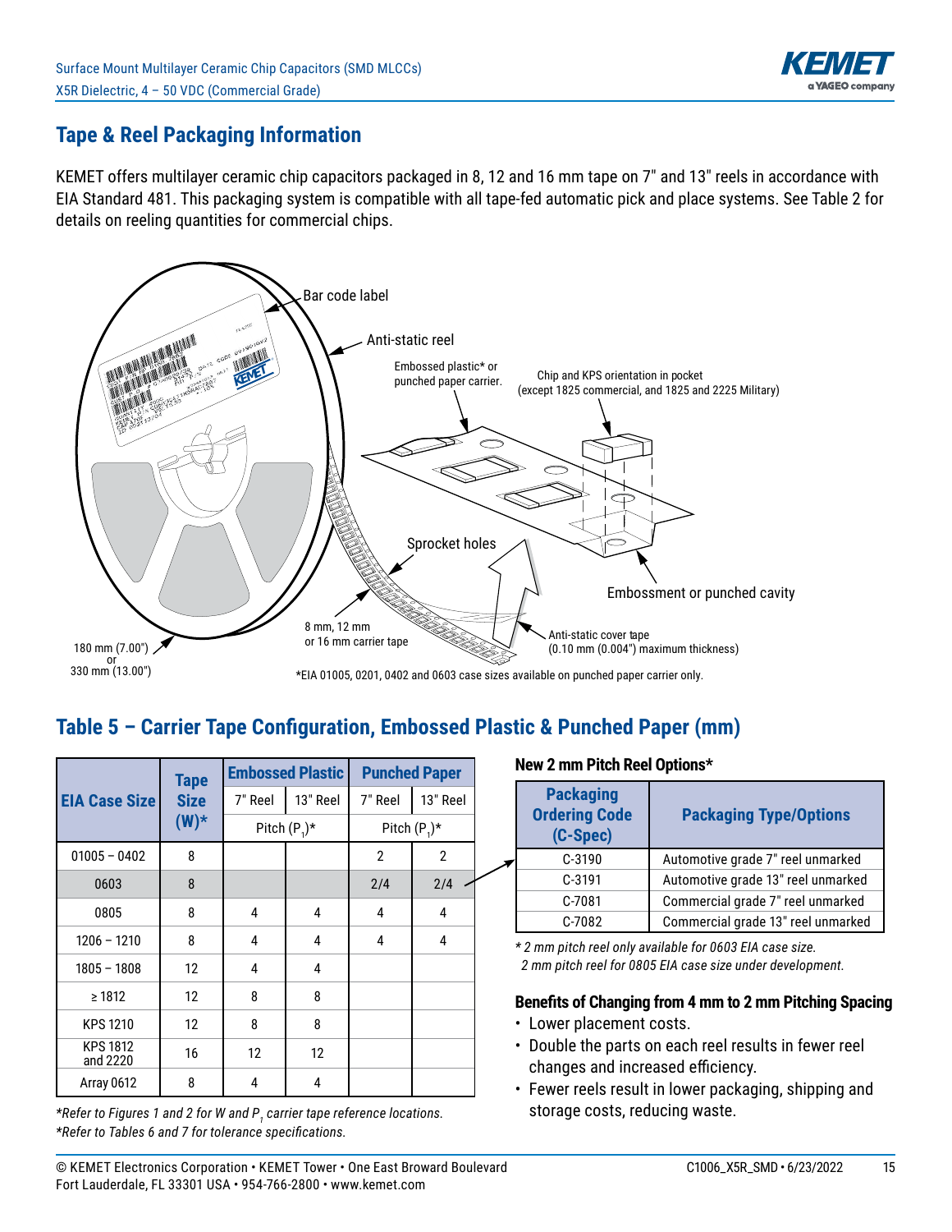## Tape & Reel Packaging Information

KEMET offers multilayer ceramic chip capacitors packaged in 8, 12 and 16 mm tape on 7" and 13" reels in accordance with EIA Standard 481. This packaging system is compatible with all tape-fed automatic pick and place systems. See Table 2 for details on reeling quantities for commercial chips.

Bar code label

Anti-static reel

Embossed plastic* or punched paper carrier.

Chip and KPS orientation in pocket (except 1825 commercial, and 1825 and 2225 Military)

Sprocket holes

Embossment or punched cavity

180 mm (7.00") or 330 mm (13.00")

8 mm, 12 mm or 16 mm carrier tape

Anti-static cover tape (0.10 mm (0.004") maximum thickness)

*EIA 01005, 0201, 0402 and 0603 case sizes available on punched paper carrier only.

## Table 5 – Carrier Tape Configuration, Embossed Plastic & Punched Paper (mm)

| EIA Case Size | Tape Size (W)* | Embossed Plastic | | Punched Paper | |
|---|---|---|---|---|---|
| | | 7" Reel | 13" Reel | 7" Reel | 13" Reel |
| | | Pitch ($P_1$)* | | Pitch ($P_1$)* | |
| 01005 – 0402 | 8 | | | 2 | 2 |
| 0603 | 8 | | | 2/4 | 2/4 |
| 0805 | 8 | 4 | 4 | 4 | 4 |
| 1206 – 1210 | 8 | 4 | 4 | 4 | 4 |
| 1805 – 1808 | 12 | 4 | 4 | | |
| ≥ 1812 | 12 | 8 | 8 | | |
| KPS 1210 | 12 | 8 | 8 | | |
| KPS 1812 and 2220 | 16 | 12 | 12 | | |
| Array 0612 | 8 | 4 | 4 | | |

*Refer to Figures 1 and 2 for W and $P_1$ carrier tape reference locations.
*Refer to Tables 6 and 7 for tolerance specifications.

**New 2 mm Pitch Reel Options***

| Packaging Ordering Code (C-Spec) | Packaging Type/Options |
|---|---|
| C-3190 | Automotive grade 7" reel unmarked |
| C-3191 | Automotive grade 13" reel unmarked |
| C-7081 | Commercial grade 7" reel unmarked |
| C-7082 | Commercial grade 13" reel unmarked |

*\* 2 mm pitch reel only available for 0603 EIA case size.*
*2 mm pitch reel for 0805 EIA case size under development.*

**Benefits of Changing from 4 mm to 2 mm Pitching Spacing**

- Lower placement costs.
- Double the parts on each reel results in fewer reel changes and increased efficiency.
- Fewer reels result in lower packaging, shipping and storage costs, reducing waste.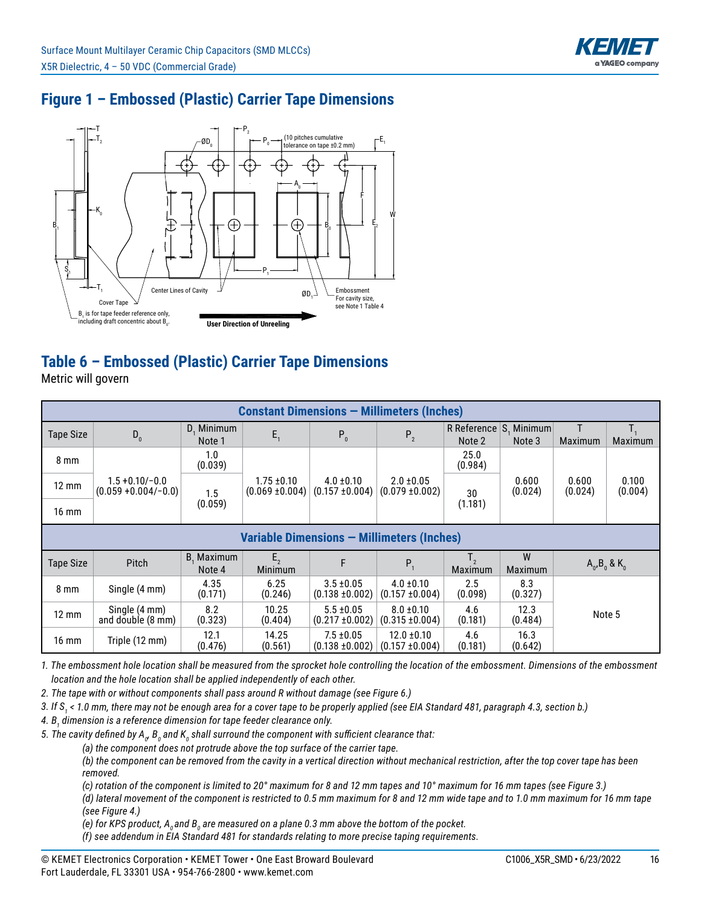## Figure 1 – Embossed (Plastic) Carrier Tape Dimensions

T, $T_2$, $ØD_0$, $P_2$, $P_0$, (10 pitches cumulative tolerance on tape ±0.2 mm), $E_1$, $A_0$, F, W, $K_0$, $B_1$, $B_0$, $E_2$, $S_1$, $P_1$, $T_1$, Center Lines of Cavity, $ØD_1$, Embossment For cavity size, see Note 1 Table 4, Cover Tape, $B_1$ is for tape feeder reference only, including draft concentric about $B_0$. User Direction of Unreeling

## Table 6 – Embossed (Plastic) Carrier Tape Dimensions

Metric will govern

| Constant Dimensions — Millimeters (Inches) | | | | | | | | | |
|---|---|---|---|---|---|---|---|---|---|
| Tape Size | $D_0$ | $D_1$ Minimum Note 1 | $E_1$ | $P_0$ | $P_2$ | R Reference Note 2 | $S_1$ Minimum Note 3 | T Maximum | $T_1$ Maximum |
| 8 mm | 1.5 +0.10/−0.0 (0.059 +0.004/−0.0) | 1.0 (0.039) | 1.75 ±0.10 (0.069 ±0.004) | 4.0 ±0.10 (0.157 ±0.004) | 2.0 ±0.05 (0.079 ±0.002) | 25.0 (0.984) | 0.600 (0.024) | 0.600 (0.024) | 0.100 (0.004) |
| 12 mm | | 1.5 (0.059) | | | | 30 (1.181) | | | |
| 16 mm | | | | | | | | | |

| Variable Dimensions — Millimeters (Inches) | | | | | | | | |
|---|---|---|---|---|---|---|---|---|
| Tape Size | Pitch | $B_1$ Maximum Note 4 | $E_2$ Minimum | F | $P_1$ | $T_2$ Maximum | W Maximum | $A_0$, $B_0$ & $K_0$ |
| 8 mm | Single (4 mm) | 4.35 (0.171) | 6.25 (0.246) | 3.5 ±0.05 (0.138 ±0.002) | 4.0 ±0.10 (0.157 ±0.004) | 2.5 (0.098) | 8.3 (0.327) | Note 5 |
| 12 mm | Single (4 mm) and double (8 mm) | 8.2 (0.323) | 10.25 (0.404) | 5.5 ±0.05 (0.217 ±0.002) | 8.0 ±0.10 (0.315 ±0.004) | 4.6 (0.181) | 12.3 (0.484) | |
| 16 mm | Triple (12 mm) | 12.1 (0.476) | 14.25 (0.561) | 7.5 ±0.05 (0.138 ±0.002) | 12.0 ±0.10 (0.157 ±0.004) | 4.6 (0.181) | 16.3 (0.642) | |

*1. The embossment hole location shall be measured from the sprocket hole controlling the location of the embossment. Dimensions of the embossment location and the hole location shall be applied independently of each other.*

*2. The tape with or without components shall pass around R without damage (see Figure 6.)*

*3. If $S_1$ < 1.0 mm, there may not be enough area for a cover tape to be properly applied (see EIA Standard 481, paragraph 4.3, section b.)*

*4. $B_1$ dimension is a reference dimension for tape feeder clearance only.*

*5. The cavity defined by $A_0$, $B_0$ and $K_0$ shall surround the component with sufficient clearance that:*

*(a) the component does not protrude above the top surface of the carrier tape.*

*(b) the component can be removed from the cavity in a vertical direction without mechanical restriction, after the top cover tape has been removed.*

*(c) rotation of the component is limited to 20° maximum for 8 and 12 mm tapes and 10° maximum for 16 mm tapes (see Figure 3.)*

*(d) lateral movement of the component is restricted to 0.5 mm maximum for 8 and 12 mm wide tape and to 1.0 mm maximum for 16 mm tape (see Figure 4.)*

*(e) for KPS product, $A_0$ and $B_0$ are measured on a plane 0.3 mm above the bottom of the pocket.*

*(f) see addendum in EIA Standard 481 for standards relating to more precise taping requirements.*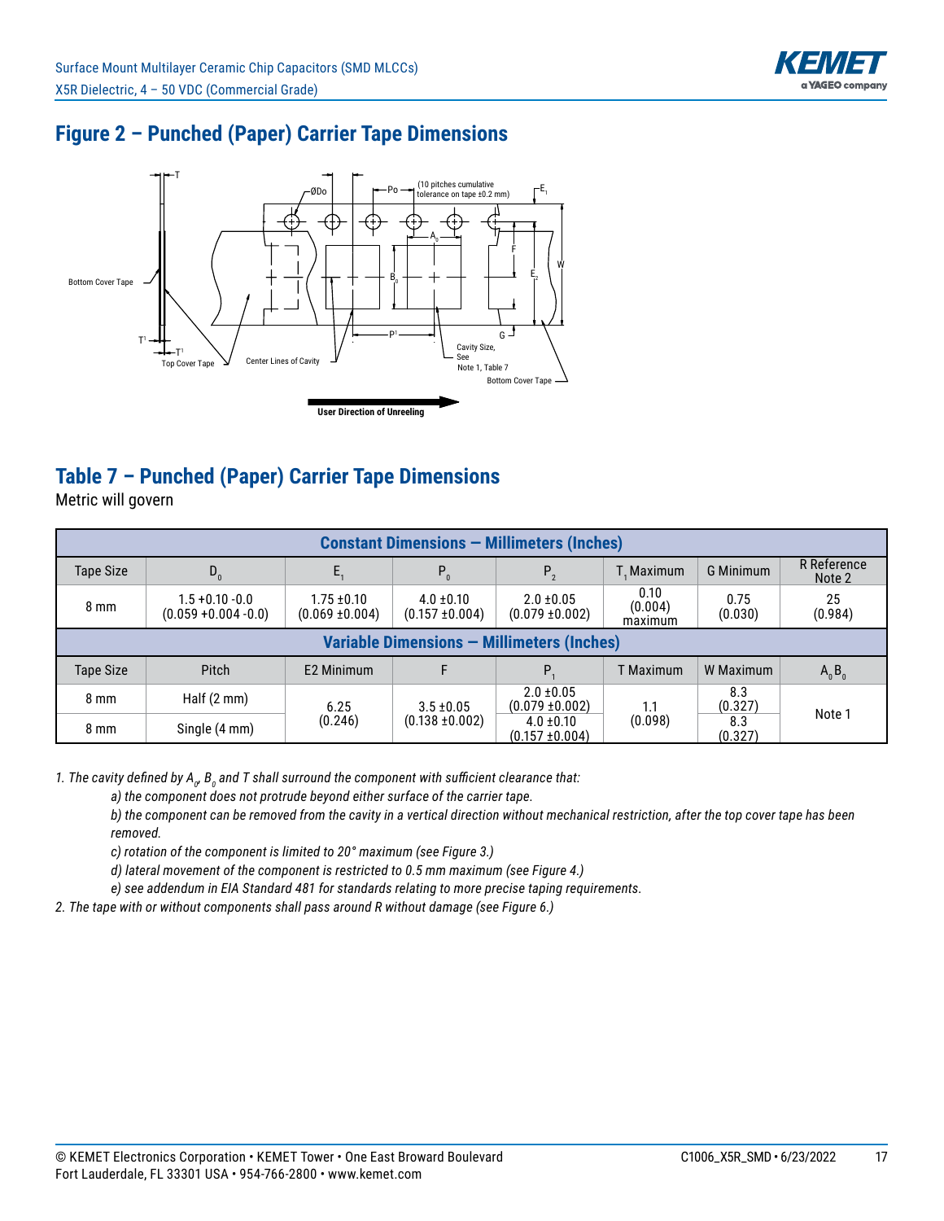## Figure 2 – Punched (Paper) Carrier Tape Dimensions

## Table 7 – Punched (Paper) Carrier Tape Dimensions

Metric will govern

| Constant Dimensions — Millimeters (Inches) | | | | | | | |
|---|---|---|---|---|---|---|---|
| Tape Size | $D_0$ | $E_1$ | $P_0$ | $P_2$ | $T_1$ Maximum | G Minimum | R Reference Note 2 |
| 8 mm | 1.5 +0.10 -0.0 (0.059 +0.004 -0.0) | 1.75 ±0.10 (0.069 ±0.004) | 4.0 ±0.10 (0.157 ±0.004) | 2.0 ±0.05 (0.079 ±0.002) | 0.10 (0.004) maximum | 0.75 (0.030) | 25 (0.984) |
| **Variable Dimensions — Millimeters (Inches)** | | | | | | | |
| Tape Size | Pitch | E2 Minimum | F | $P_1$ | T Maximum | W Maximum | $A_0 B_0$ |
| 8 mm | Half (2 mm) | 6.25 (0.246) | 3.5 ±0.05 (0.138 ±0.002) | 2.0 ±0.05 (0.079 ±0.002) | 1.1 (0.098) | 8.3 (0.327) | Note 1 |
| 8 mm | Single (4 mm) | | | 4.0 ±0.10 (0.157 ±0.004) | | 8.3 (0.327) | |

*1. The cavity defined by $A_0$, $B_0$ and T shall surround the component with sufficient clearance that:*

*a) the component does not protrude beyond either surface of the carrier tape.*

*b) the component can be removed from the cavity in a vertical direction without mechanical restriction, after the top cover tape has been removed.*

*c) rotation of the component is limited to 20° maximum (see Figure 3.)*

*d) lateral movement of the component is restricted to 0.5 mm maximum (see Figure 4.)*

*e) see addendum in EIA Standard 481 for standards relating to more precise taping requirements.*

*2. The tape with or without components shall pass around R without damage (see Figure 6.)*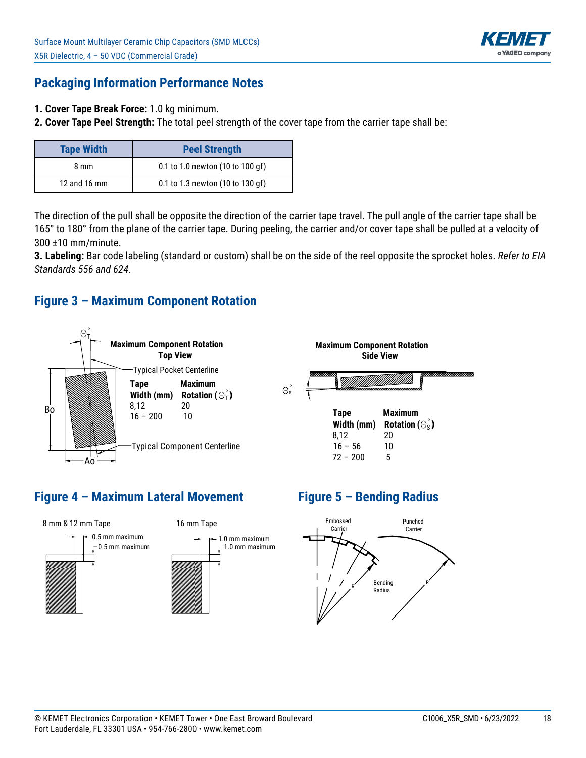## Packaging Information Performance Notes

1. **Cover Tape Break Force:** 1.0 kg minimum.
2. **Cover Tape Peel Strength:** The total peel strength of the cover tape from the carrier tape shall be:

| Tape Width | Peel Strength |
|---|---|
| 8 mm | 0.1 to 1.0 newton (10 to 100 gf) |
| 12 and 16 mm | 0.1 to 1.3 newton (10 to 130 gf) |

The direction of the pull shall be opposite the direction of the carrier tape travel. The pull angle of the carrier tape shall be 165° to 180° from the plane of the carrier tape. During peeling, the carrier and/or cover tape shall be pulled at a velocity of 300 ±10 mm/minute.

3. **Labeling:** Bar code labeling (standard or custom) shall be on the side of the reel opposite the sprocket holes. *Refer to EIA Standards 556 and 624*.

## Figure 3 – Maximum Component Rotation

**Maximum Component Rotation Top View**

Typical Pocket Centerline

Typical Component Centerline

$\Theta_T°$, Bo, Ao

| Tape Width (mm) | Maximum Rotation ($\Theta_T°$) |
|---|---|
| 8,12 | 20 |
| 16 – 200 | 10 |

**Maximum Component Rotation Side View**

$\Theta_S°$

| Tape Width (mm) | Maximum Rotation ($\Theta_S°$) |
|---|---|
| 8,12 | 20 |
| 16 – 56 | 10 |
| 72 – 200 | 5 |

## Figure 4 – Maximum Lateral Movement

8 mm & 12 mm Tape

0.5 mm maximum
0.5 mm maximum

16 mm Tape

1.0 mm maximum
1.0 mm maximum

## Figure 5 – Bending Radius

Embossed Carrier

Punched Carrier

Bending Radius

R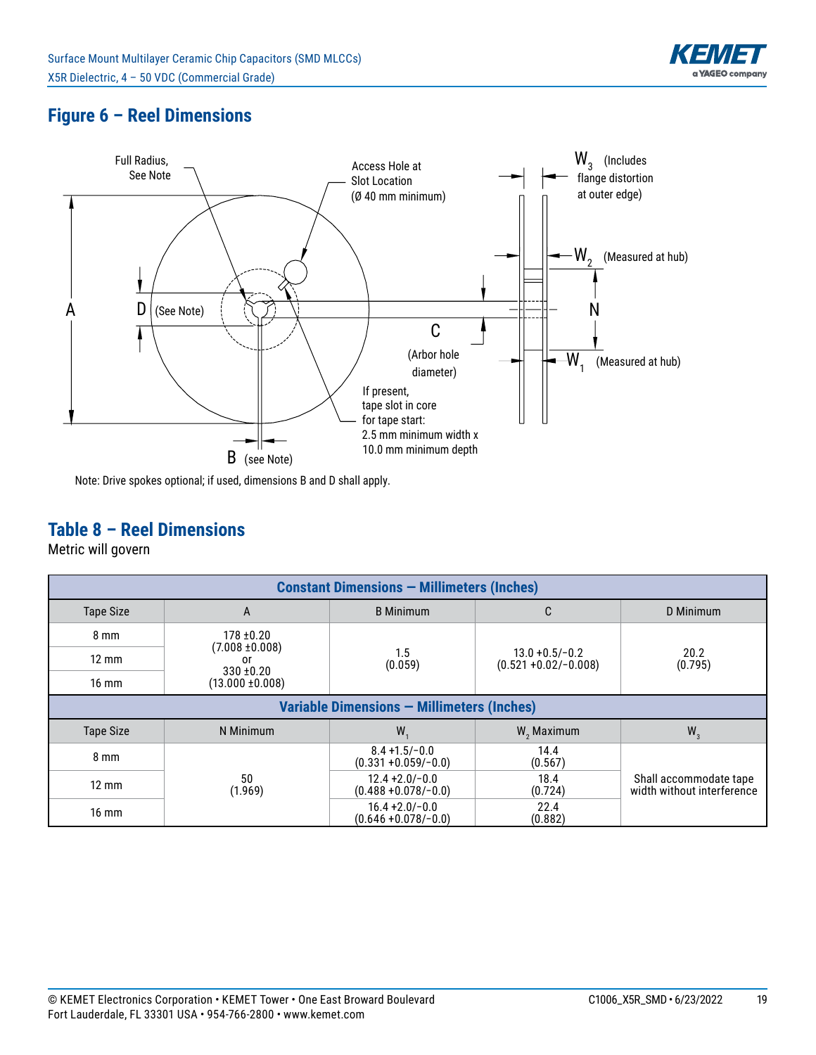## Figure 6 – Reel Dimensions

Full Radius, See Note

Access Hole at Slot Location (Ø 40 mm minimum)

$W_3$ (Includes flange distortion at outer edge)

$W_2$ (Measured at hub)

A

D (See Note)

N

C (Arbor hole diameter)

$W_1$ (Measured at hub)

If present, tape slot in core for tape start: 2.5 mm minimum width x 10.0 mm minimum depth

B (see Note)

Note: Drive spokes optional; if used, dimensions B and D shall apply.

## Table 8 – Reel Dimensions

Metric will govern

| Constant Dimensions — Millimeters (Inches) | | | | |
|---|---|---|---|---|
| Tape Size | A | B Minimum | C | D Minimum |
| 8 mm | 178 ±0.20 (7.008 ±0.008) or 330 ±0.20 (13.000 ±0.008) | 1.5 (0.059) | 13.0 +0.5/−0.2 (0.521 +0.02/−0.008) | 20.2 (0.795) |
| 12 mm | | | | |
| 16 mm | | | | |
| **Variable Dimensions — Millimeters (Inches)** | | | | |
| Tape Size | N Minimum | $W_1$ | $W_2$ Maximum | $W_3$ |
| 8 mm | 50 (1.969) | 8.4 +1.5/−0.0 (0.331 +0.059/−0.0) | 14.4 (0.567) | Shall accommodate tape width without interference |
| 12 mm | | 12.4 +2.0/−0.0 (0.488 +0.078/−0.0) | 18.4 (0.724) | |
| 16 mm | | 16.4 +2.0/−0.0 (0.646 +0.078/−0.0) | 22.4 (0.882) | |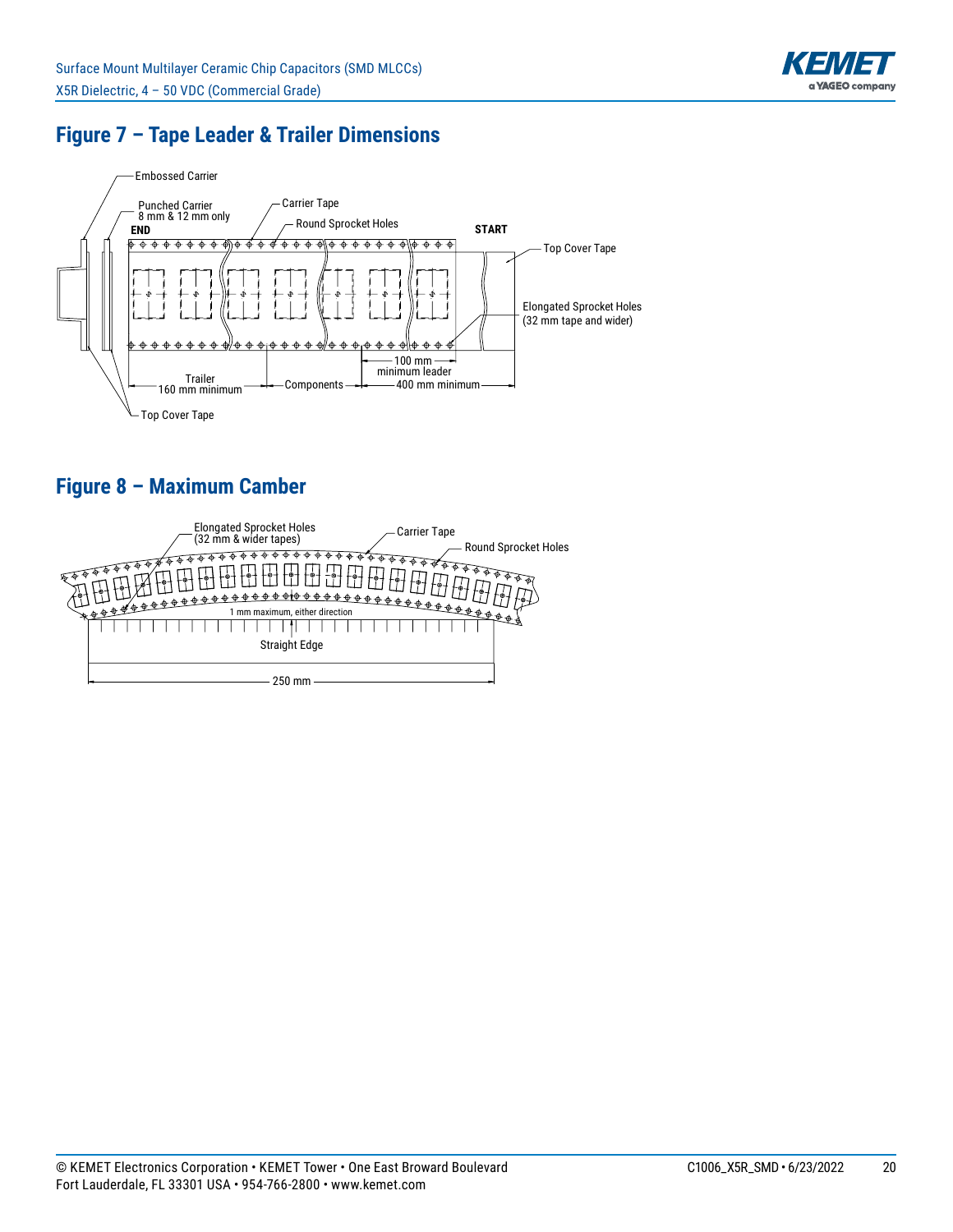## Figure 7 – Tape Leader & Trailer Dimensions

Embossed Carrier

Punched Carrier
8 mm & 12 mm only

Carrier Tape

Round Sprocket Holes

END

START

Top Cover Tape

Elongated Sprocket Holes
(32 mm tape and wider)

100 mm
minimum leader

Trailer
160 mm minimum

Components

400 mm minimum

Top Cover Tape

## Figure 8 – Maximum Camber

Elongated Sprocket Holes
(32 mm & wider tapes)

Carrier Tape

Round Sprocket Holes

1 mm maximum, either direction

Straight Edge

250 mm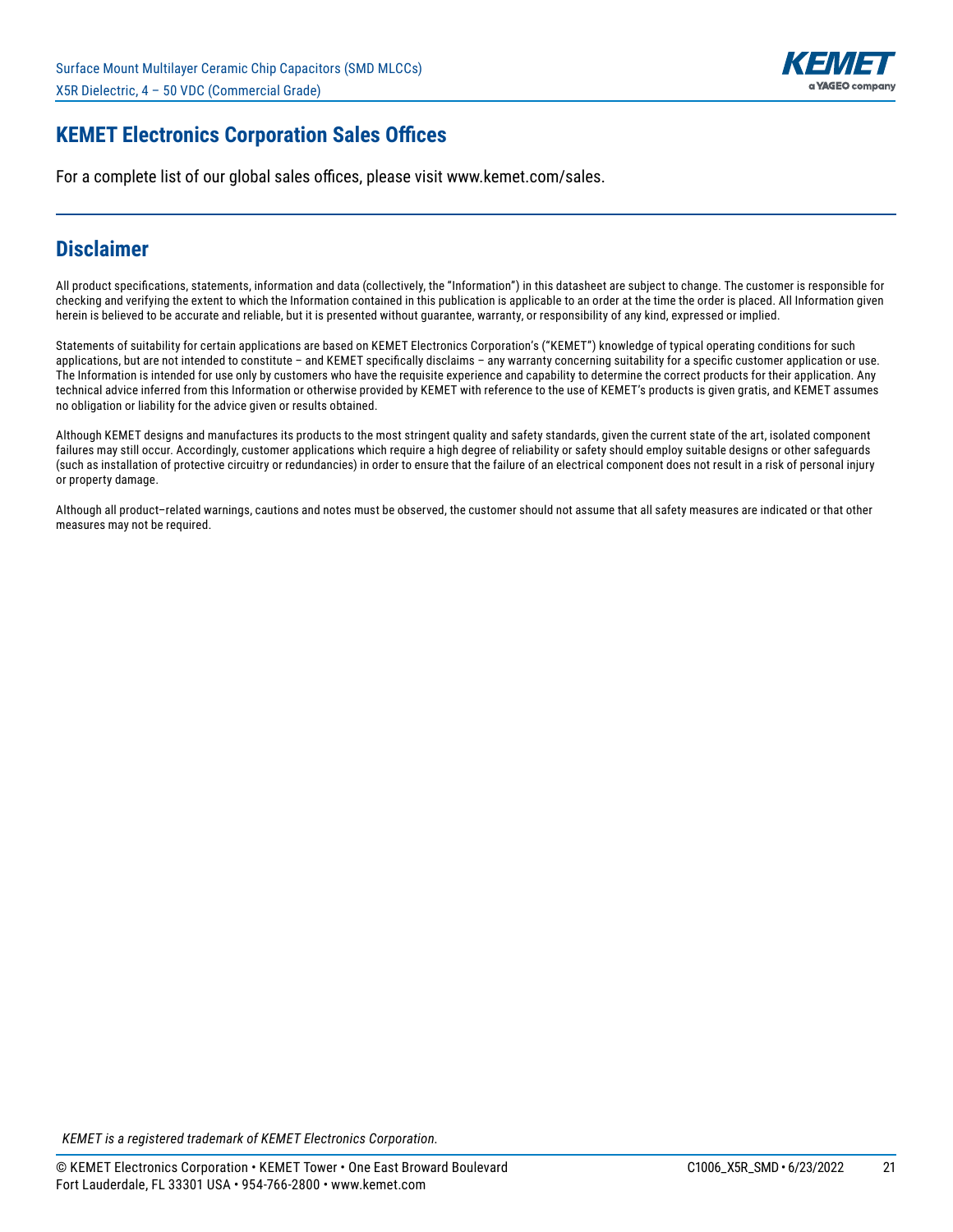## KEMET Electronics Corporation Sales Offices

For a complete list of our global sales offices, please visit www.kemet.com/sales.

## Disclaimer

All product specifications, statements, information and data (collectively, the "Information") in this datasheet are subject to change. The customer is responsible for checking and verifying the extent to which the Information contained in this publication is applicable to an order at the time the order is placed. All Information given herein is believed to be accurate and reliable, but it is presented without guarantee, warranty, or responsibility of any kind, expressed or implied.

Statements of suitability for certain applications are based on KEMET Electronics Corporation's ("KEMET") knowledge of typical operating conditions for such applications, but are not intended to constitute – and KEMET specifically disclaims – any warranty concerning suitability for a specific customer application or use. The Information is intended for use only by customers who have the requisite experience and capability to determine the correct products for their application. Any technical advice inferred from this Information or otherwise provided by KEMET with reference to the use of KEMET's products is given gratis, and KEMET assumes no obligation or liability for the advice given or results obtained.

Although KEMET designs and manufactures its products to the most stringent quality and safety standards, given the current state of the art, isolated component failures may still occur. Accordingly, customer applications which require a high degree of reliability or safety should employ suitable designs or other safeguards (such as installation of protective circuitry or redundancies) in order to ensure that the failure of an electrical component does not result in a risk of personal injury or property damage.

Although all product–related warnings, cautions and notes must be observed, the customer should not assume that all safety measures are indicated or that other measures may not be required.

*KEMET is a registered trademark of KEMET Electronics Corporation.*